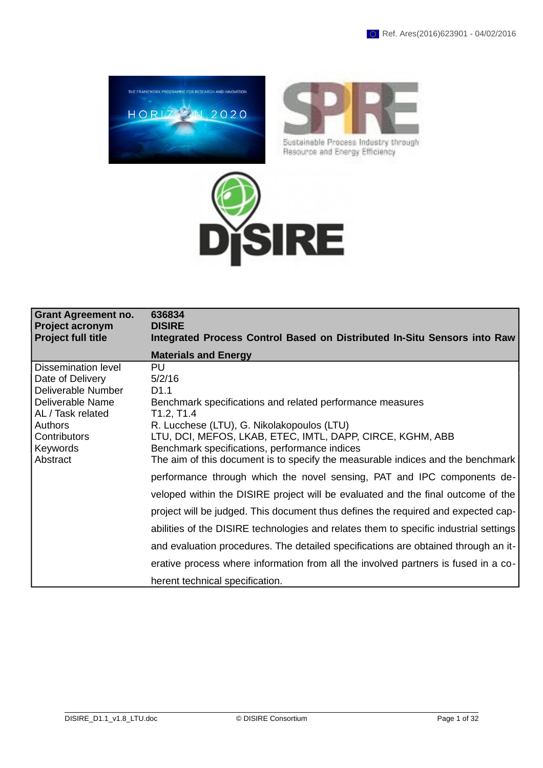Ref. Ares(2016)623901 - 04/02/2016

| Grant Agreement no. | 636834 |
| --- | --- |
| **Project acronym** | **DISIRE** |
| **Project full title** | **Integrated Process Control Based on Distributed In-Situ Sensors into Raw Materials and Energy** |
| Dissemination level | PU |
| Date of Delivery | 5/2/16 |
| Deliverable Number | D1.1 |
| Deliverable Name | Benchmark specifications and related performance measures |
| AL / Task related | T1.2, T1.4 |
| Authors | R. Lucchese (LTU), G. Nikolakopoulos (LTU) |
| Contributors | LTU, DCI, MEFOS, LKAB, ETEC, IMTL, DAPP, CIRCE, KGHM, ABB |
| Keywords | Benchmark specifications, performance indices |
| Abstract | The aim of this document is to specify the measurable indices and the benchmark performance through which the novel sensing, PAT and IPC components developed within the DISIRE project will be evaluated and the final outcome of the project will be judged. This document thus defines the required and expected capabilities of the DISIRE technologies and relates them to specific industrial settings and evaluation procedures. The detailed specifications are obtained through an iterative process where information from all the involved partners is fused in a coherent technical specification. |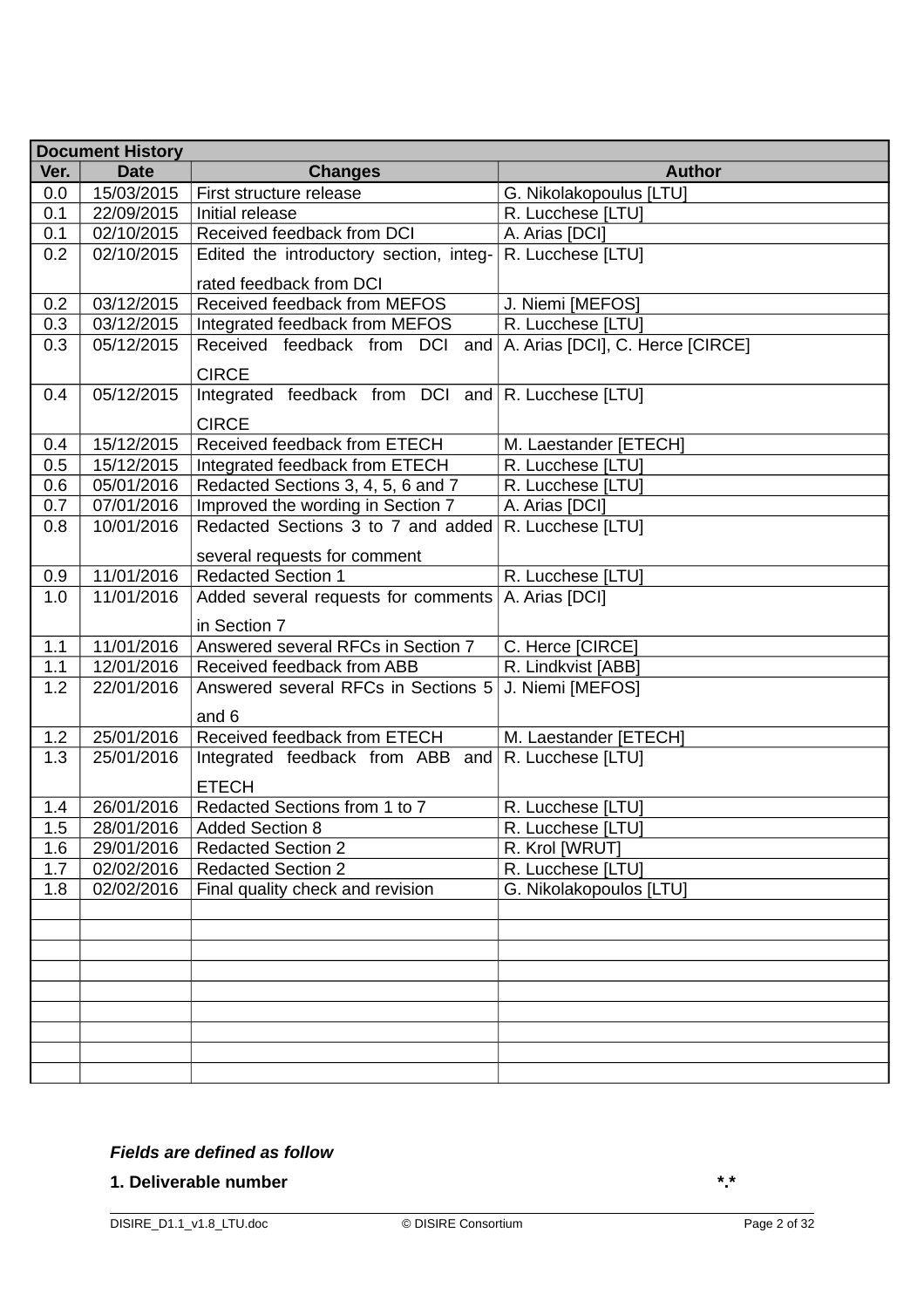| Document History | | | |
|---|---|---|---|
| Ver. | Date | Changes | Author |
| 0.0 | 15/03/2015 | First structure release | G. Nikolakopoulus [LTU] |
| 0.1 | 22/09/2015 | Initial release | R. Lucchese [LTU] |
| 0.1 | 02/10/2015 | Received feedback from DCI | A. Arias [DCI] |
| 0.2 | 02/10/2015 | Edited the introductory section, integrated feedback from DCI | R. Lucchese [LTU] |
| 0.2 | 03/12/2015 | Received feedback from MEFOS | J. Niemi [MEFOS] |
| 0.3 | 03/12/2015 | Integrated feedback from MEFOS | R. Lucchese [LTU] |
| 0.3 | 05/12/2015 | Received feedback from DCI and CIRCE | A. Arias [DCI], C. Herce [CIRCE] |
| 0.4 | 05/12/2015 | Integrated feedback from DCI and CIRCE | R. Lucchese [LTU] |
| 0.4 | 15/12/2015 | Received feedback from ETECH | M. Laestander [ETECH] |
| 0.5 | 15/12/2015 | Integrated feedback from ETECH | R. Lucchese [LTU] |
| 0.6 | 05/01/2016 | Redacted Sections 3, 4, 5, 6 and 7 | R. Lucchese [LTU] |
| 0.7 | 07/01/2016 | Improved the wording in Section 7 | A. Arias [DCI] |
| 0.8 | 10/01/2016 | Redacted Sections 3 to 7 and added several requests for comment | R. Lucchese [LTU] |
| 0.9 | 11/01/2016 | Redacted Section 1 | R. Lucchese [LTU] |
| 1.0 | 11/01/2016 | Added several requests for comments in Section 7 | A. Arias [DCI] |
| 1.1 | 11/01/2016 | Answered several RFCs in Section 7 | C. Herce [CIRCE] |
| 1.1 | 12/01/2016 | Received feedback from ABB | R. Lindkvist [ABB] |
| 1.2 | 22/01/2016 | Answered several RFCs in Sections 5 and 6 | J. Niemi [MEFOS] |
| 1.2 | 25/01/2016 | Received feedback from ETECH | M. Laestander [ETECH] |
| 1.3 | 25/01/2016 | Integrated feedback from ABB and ETECH | R. Lucchese [LTU] |
| 1.4 | 26/01/2016 | Redacted Sections from 1 to 7 | R. Lucchese [LTU] |
| 1.5 | 28/01/2016 | Added Section 8 | R. Lucchese [LTU] |
| 1.6 | 29/01/2016 | Redacted Section 2 | R. Krol [WRUT] |
| 1.7 | 02/02/2016 | Redacted Section 2 | R. Lucchese [LTU] |
| 1.8 | 02/02/2016 | Final quality check and revision | G. Nikolakopoulos [LTU] |
| | | | |
| | | | |
| | | | |
| | | | |
| | | | |
| | | | |
| | | | |
| | | | |
| | | | |

***Fields are defined as follow***

**1. Deliverable number** **\*.\***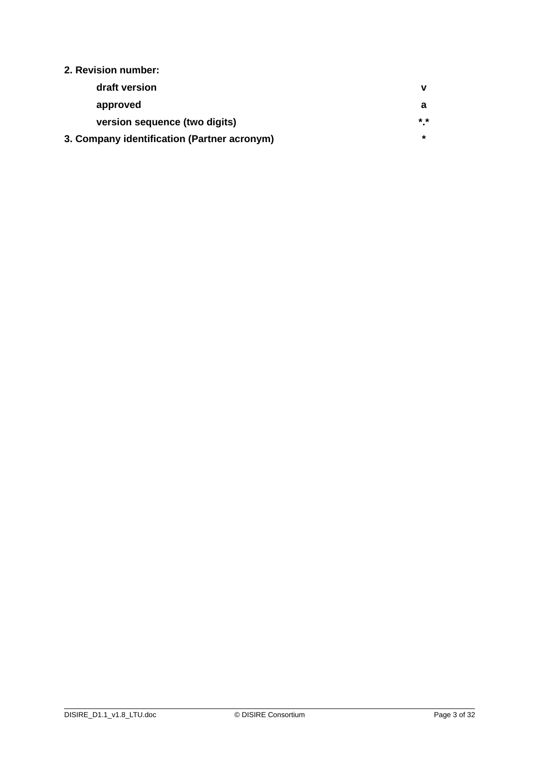**2. Revision number:**

| | |
|---|---|
| **draft version** | **v** |
| **approved** | **a** |
| **version sequence (two digits)** | **\*.\*** |
| **3. Company identification (Partner acronym)** | **\*** |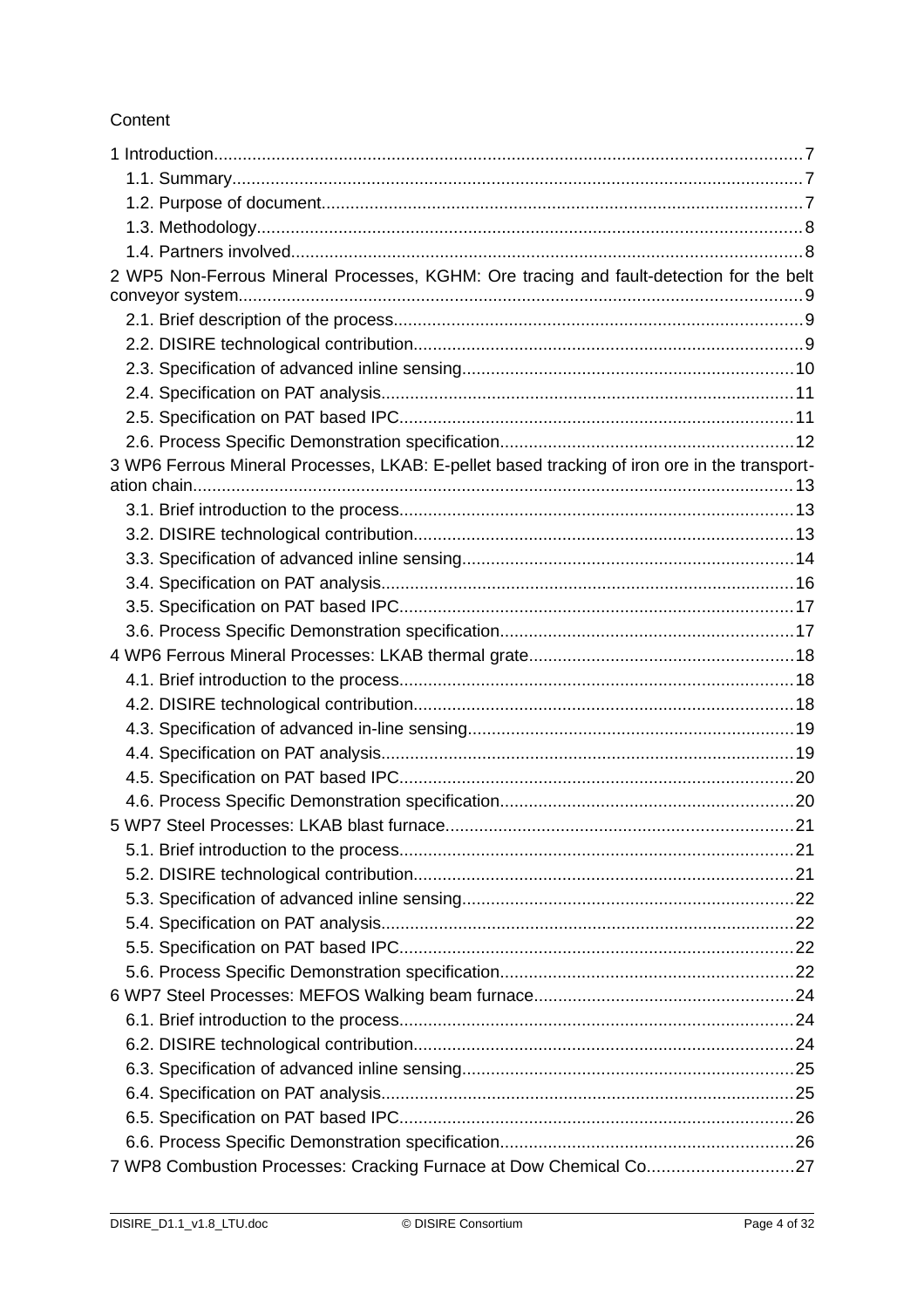Content

1 Introduction....7
- 1.1. Summary....7
- 1.2. Purpose of document....7
- 1.3. Methodology....8
- 1.4. Partners involved....8

2 WP5 Non-Ferrous Mineral Processes, KGHM: Ore tracing and fault-detection for the belt conveyor system....9
- 2.1. Brief description of the process....9
- 2.2. DISIRE technological contribution....9
- 2.3. Specification of advanced inline sensing....10
- 2.4. Specification on PAT analysis....11
- 2.5. Specification on PAT based IPC....11
- 2.6. Process Specific Demonstration specification....12

3 WP6 Ferrous Mineral Processes, LKAB: E-pellet based tracking of iron ore in the transportation chain....13
- 3.1. Brief introduction to the process....13
- 3.2. DISIRE technological contribution....13
- 3.3. Specification of advanced inline sensing....14
- 3.4. Specification on PAT analysis....16
- 3.5. Specification on PAT based IPC....17
- 3.6. Process Specific Demonstration specification....17

4 WP6 Ferrous Mineral Processes: LKAB thermal grate....18
- 4.1. Brief introduction to the process....18
- 4.2. DISIRE technological contribution....18
- 4.3. Specification of advanced in-line sensing....19
- 4.4. Specification on PAT analysis....19
- 4.5. Specification on PAT based IPC....20
- 4.6. Process Specific Demonstration specification....20

5 WP7 Steel Processes: LKAB blast furnace....21
- 5.1. Brief introduction to the process....21
- 5.2. DISIRE technological contribution....21
- 5.3. Specification of advanced inline sensing....22
- 5.4. Specification on PAT analysis....22
- 5.5. Specification on PAT based IPC....22
- 5.6. Process Specific Demonstration specification....22

6 WP7 Steel Processes: MEFOS Walking beam furnace....24
- 6.1. Brief introduction to the process....24
- 6.2. DISIRE technological contribution....24
- 6.3. Specification of advanced inline sensing....25
- 6.4. Specification on PAT analysis....25
- 6.5. Specification on PAT based IPC....26
- 6.6. Process Specific Demonstration specification....26

7 WP8 Combustion Processes: Cracking Furnace at Dow Chemical Co....27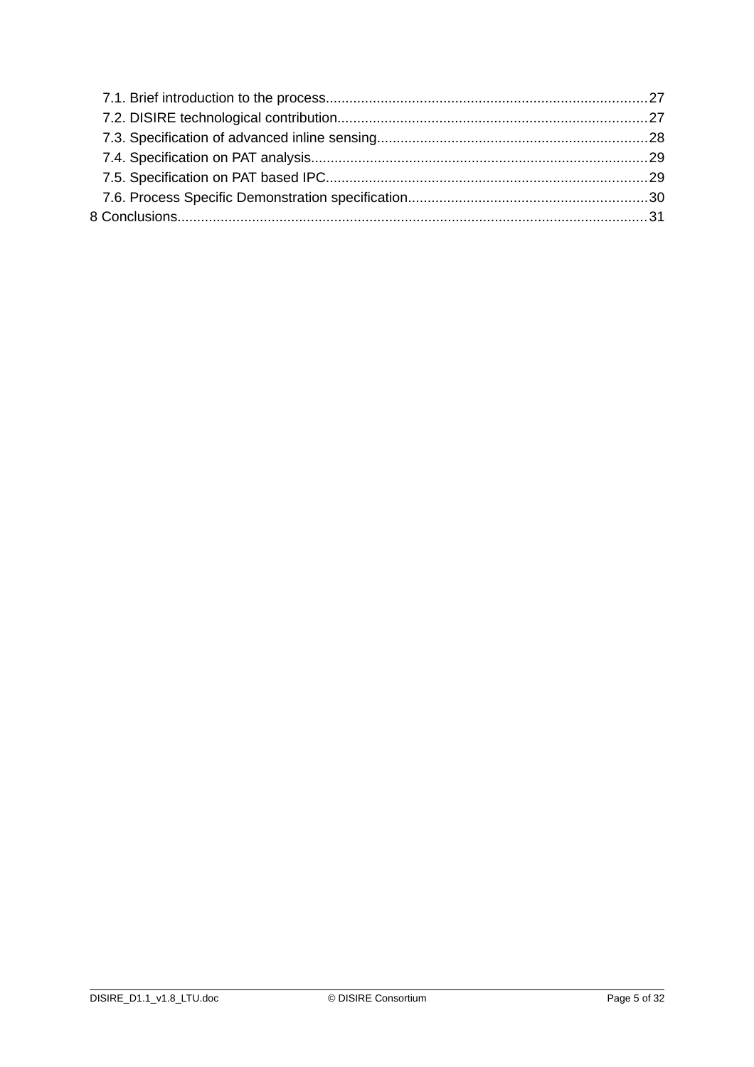7.1. Brief introduction to the process.....27
7.2. DISIRE technological contribution.....27
7.3. Specification of advanced inline sensing.....28
7.4. Specification on PAT analysis.....29
7.5. Specification on PAT based IPC.....29
7.6. Process Specific Demonstration specification.....30

8 Conclusions.....31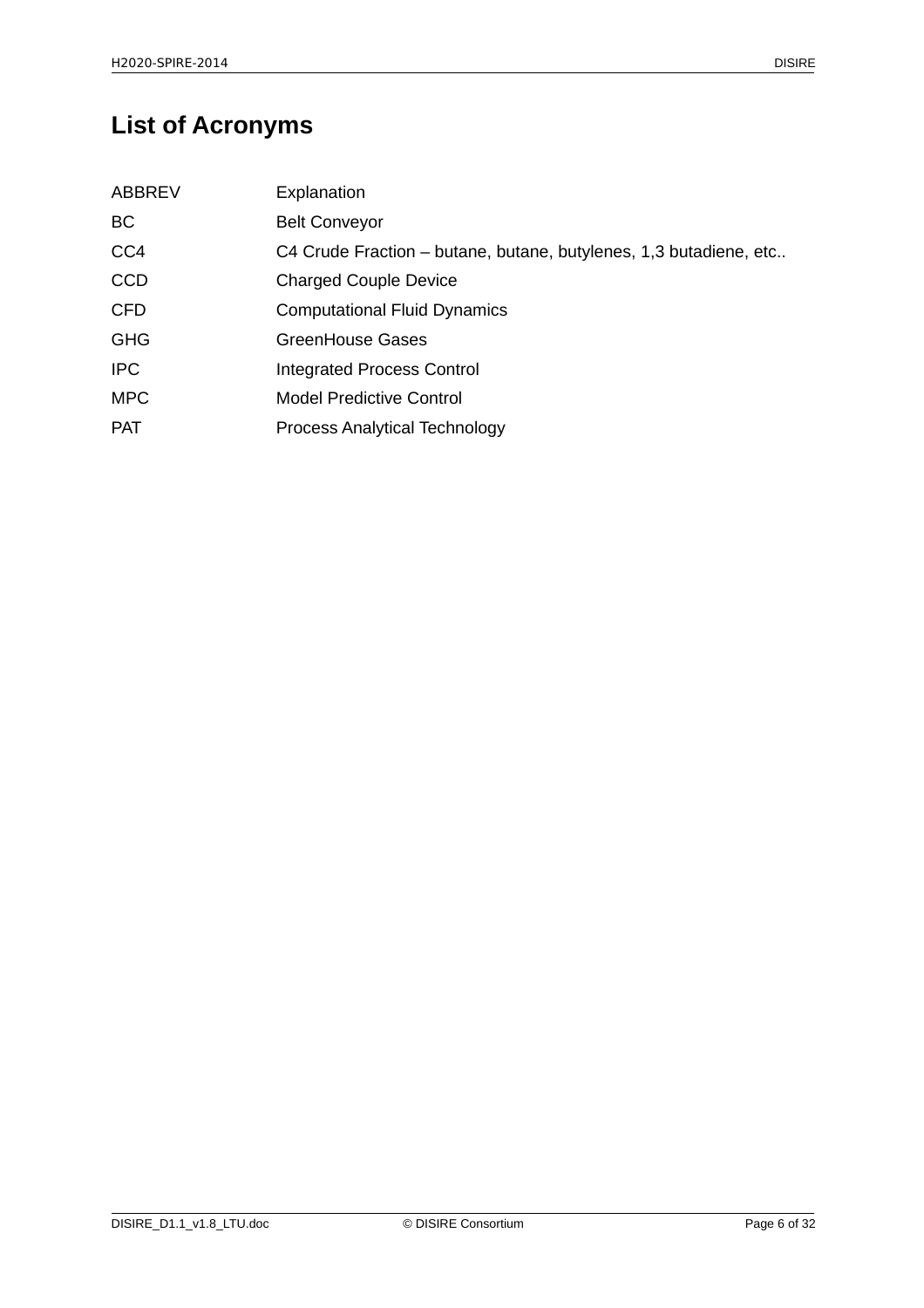# List of Acronyms

| ABBREV | Explanation |
|---|---|
| BC | Belt Conveyor |
| CC4 | C4 Crude Fraction – butane, butane, butylenes, 1,3 butadiene, etc.. |
| CCD | Charged Couple Device |
| CFD | Computational Fluid Dynamics |
| GHG | GreenHouse Gases |
| IPC | Integrated Process Control |
| MPC | Model Predictive Control |
| PAT | Process Analytical Technology |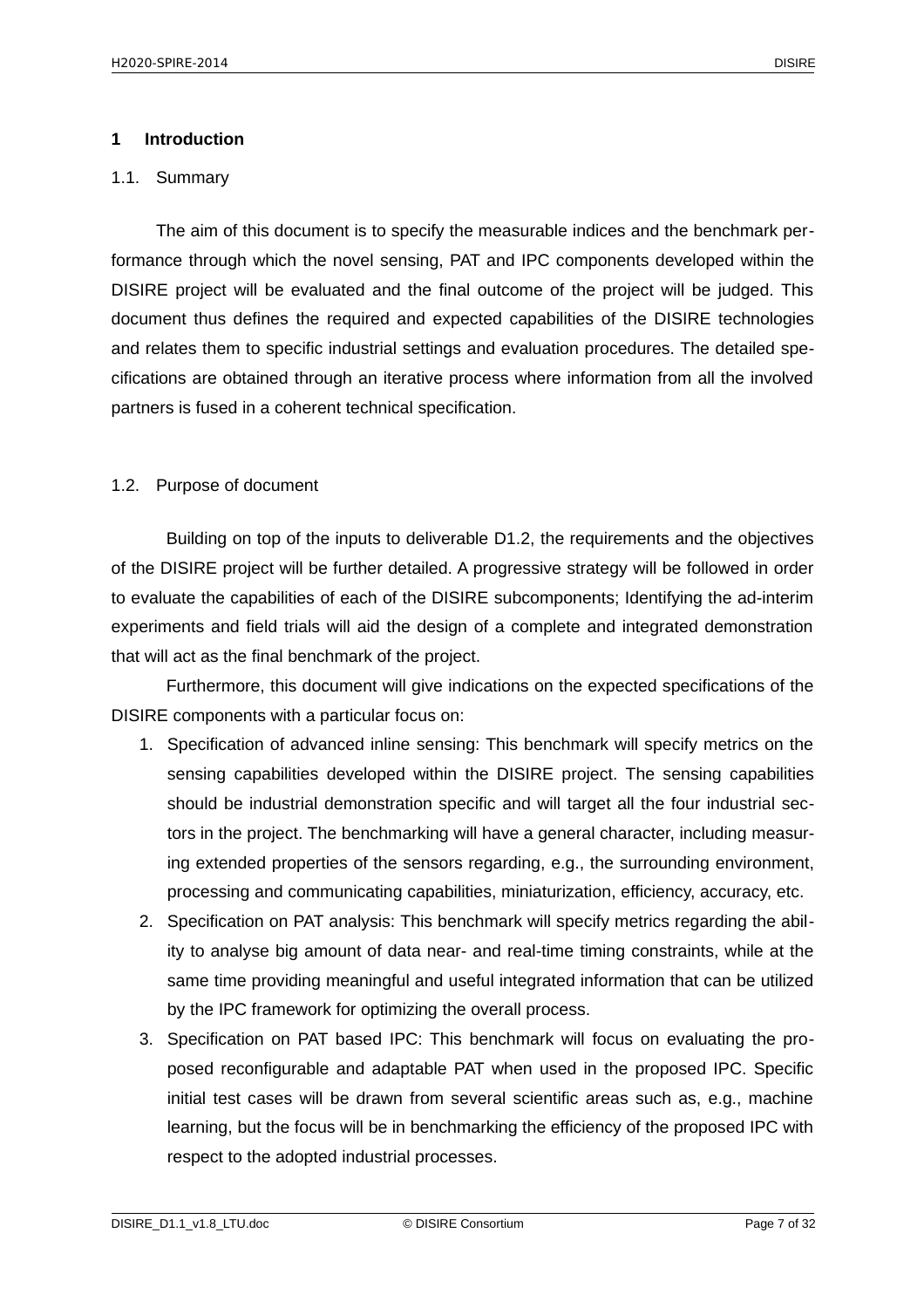# 1 Introduction

## 1.1. Summary

The aim of this document is to specify the measurable indices and the benchmark performance through which the novel sensing, PAT and IPC components developed within the DISIRE project will be evaluated and the final outcome of the project will be judged. This document thus defines the required and expected capabilities of the DISIRE technologies and relates them to specific industrial settings and evaluation procedures. The detailed specifications are obtained through an iterative process where information from all the involved partners is fused in a coherent technical specification.

## 1.2. Purpose of document

Building on top of the inputs to deliverable D1.2, the requirements and the objectives of the DISIRE project will be further detailed. A progressive strategy will be followed in order to evaluate the capabilities of each of the DISIRE subcomponents; Identifying the ad-interim experiments and field trials will aid the design of a complete and integrated demonstration that will act as the final benchmark of the project.

Furthermore, this document will give indications on the expected specifications of the DISIRE components with a particular focus on:

1. Specification of advanced inline sensing: This benchmark will specify metrics on the sensing capabilities developed within the DISIRE project. The sensing capabilities should be industrial demonstration specific and will target all the four industrial sectors in the project. The benchmarking will have a general character, including measuring extended properties of the sensors regarding, e.g., the surrounding environment, processing and communicating capabilities, miniaturization, efficiency, accuracy, etc.
2. Specification on PAT analysis: This benchmark will specify metrics regarding the ability to analyse big amount of data near- and real-time timing constraints, while at the same time providing meaningful and useful integrated information that can be utilized by the IPC framework for optimizing the overall process.
3. Specification on PAT based IPC: This benchmark will focus on evaluating the proposed reconfigurable and adaptable PAT when used in the proposed IPC. Specific initial test cases will be drawn from several scientific areas such as, e.g., machine learning, but the focus will be in benchmarking the efficiency of the proposed IPC with respect to the adopted industrial processes.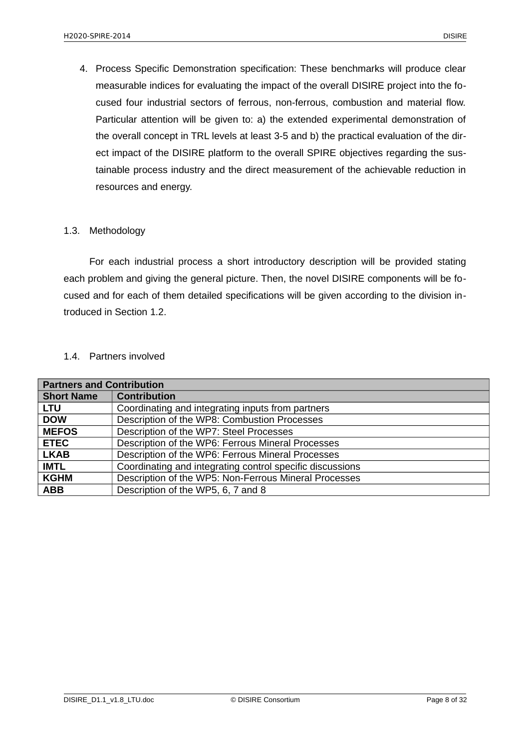4. Process Specific Demonstration specification: These benchmarks will produce clear measurable indices for evaluating the impact of the overall DISIRE project into the focused four industrial sectors of ferrous, non-ferrous, combustion and material flow. Particular attention will be given to: a) the extended experimental demonstration of the overall concept in TRL levels at least 3-5 and b) the practical evaluation of the direct impact of the DISIRE platform to the overall SPIRE objectives regarding the sustainable process industry and the direct measurement of the achievable reduction in resources and energy.

## 1.3. Methodology

For each industrial process a short introductory description will be provided stating each problem and giving the general picture. Then, the novel DISIRE components will be focused and for each of them detailed specifications will be given according to the division introduced in Section 1.2.

## 1.4. Partners involved

| **Partners and Contribution** | |
|---|---|
| **Short Name** | **Contribution** |
| **LTU** | Coordinating and integrating inputs from partners |
| **DOW** | Description of the WP8: Combustion Processes |
| **MEFOS** | Description of the WP7: Steel Processes |
| **ETEC** | Description of the WP6: Ferrous Mineral Processes |
| **LKAB** | Description of the WP6: Ferrous Mineral Processes |
| **IMTL** | Coordinating and integrating control specific discussions |
| **KGHM** | Description of the WP5: Non-Ferrous Mineral Processes |
| **ABB** | Description of the WP5, 6, 7 and 8 |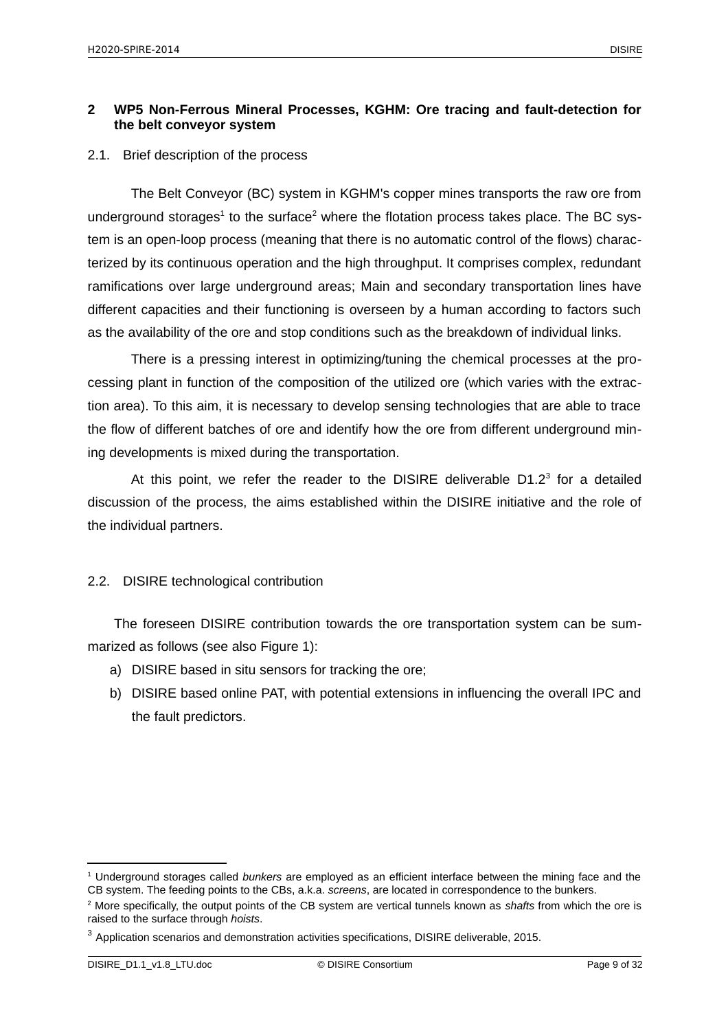## 2 WP5 Non-Ferrous Mineral Processes, KGHM: Ore tracing and fault-detection for the belt conveyor system

### 2.1. Brief description of the process

The Belt Conveyor (BC) system in KGHM's copper mines transports the raw ore from underground storages[1] to the surface[2] where the flotation process takes place. The BC system is an open-loop process (meaning that there is no automatic control of the flows) characterized by its continuous operation and the high throughput. It comprises complex, redundant ramifications over large underground areas; Main and secondary transportation lines have different capacities and their functioning is overseen by a human according to factors such as the availability of the ore and stop conditions such as the breakdown of individual links.

There is a pressing interest in optimizing/tuning the chemical processes at the processing plant in function of the composition of the utilized ore (which varies with the extraction area). To this aim, it is necessary to develop sensing technologies that are able to trace the flow of different batches of ore and identify how the ore from different underground mining developments is mixed during the transportation.

At this point, we refer the reader to the DISIRE deliverable D1.2[3] for a detailed discussion of the process, the aims established within the DISIRE initiative and the role of the individual partners.

### 2.2. DISIRE technological contribution

The foreseen DISIRE contribution towards the ore transportation system can be summarized as follows (see also Figure 1):

a) DISIRE based in situ sensors for tracking the ore;
b) DISIRE based online PAT, with potential extensions in influencing the overall IPC and the fault predictors.

---

[1] Underground storages called *bunkers* are employed as an efficient interface between the mining face and the CB system. The feeding points to the CBs, a.k.a. *screens*, are located in correspondence to the bunkers.

[2] More specifically, the output points of the CB system are vertical tunnels known as *shafts* from which the ore is raised to the surface through *hoists*.

[3] Application scenarios and demonstration activities specifications, DISIRE deliverable, 2015.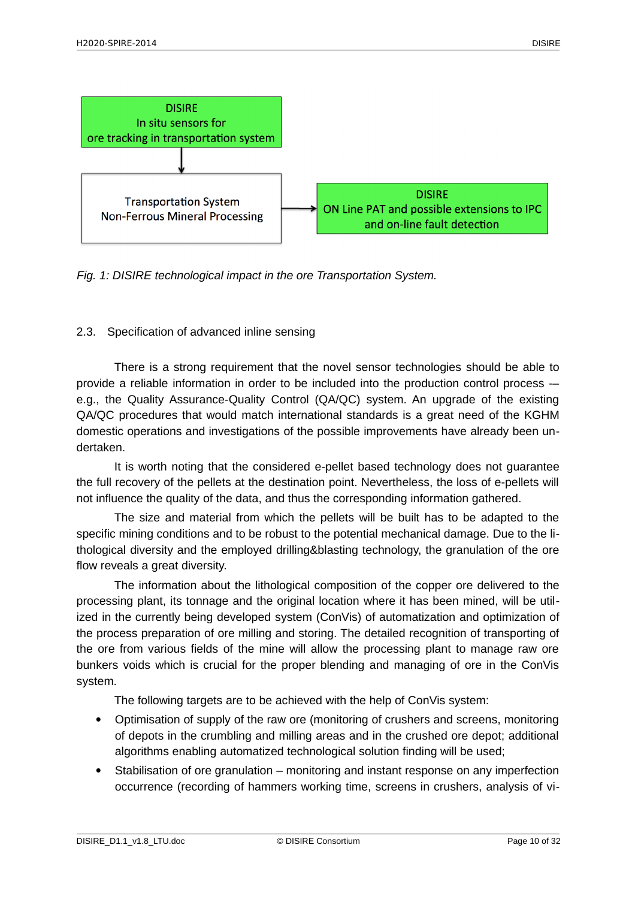DISIRE
In situ sensors for
ore tracking in transportation system

Transportation System
Non-Ferrous Mineral Processing

DISIRE
ON Line PAT and possible extensions to IPC
and on-line fault detection

*Fig. 1: DISIRE technological impact in the ore Transportation System.*

### 2.3. Specification of advanced inline sensing

There is a strong requirement that the novel sensor technologies should be able to provide a reliable information in order to be included into the production control process — e.g., the Quality Assurance-Quality Control (QA/QC) system. An upgrade of the existing QA/QC procedures that would match international standards is a great need of the KGHM domestic operations and investigations of the possible improvements have already been undertaken.

It is worth noting that the considered e-pellet based technology does not guarantee the full recovery of the pellets at the destination point. Nevertheless, the loss of e-pellets will not influence the quality of the data, and thus the corresponding information gathered.

The size and material from which the pellets will be built has to be adapted to the specific mining conditions and to be robust to the potential mechanical damage. Due to the lithological diversity and the employed drilling&blasting technology, the granulation of the ore flow reveals a great diversity.

The information about the lithological composition of the copper ore delivered to the processing plant, its tonnage and the original location where it has been mined, will be utilized in the currently being developed system (ConVis) of automatization and optimization of the process preparation of ore milling and storing. The detailed recognition of transporting of the ore from various fields of the mine will allow the processing plant to manage raw ore bunkers voids which is crucial for the proper blending and managing of ore in the ConVis system.

The following targets are to be achieved with the help of ConVis system:

- Optimisation of supply of the raw ore (monitoring of crushers and screens, monitoring of depots in the crumbling and milling areas and in the crushed ore depot; additional algorithms enabling automatized technological solution finding will be used;
- Stabilisation of ore granulation – monitoring and instant response on any imperfection occurrence (recording of hammers working time, screens in crushers, analysis of vi-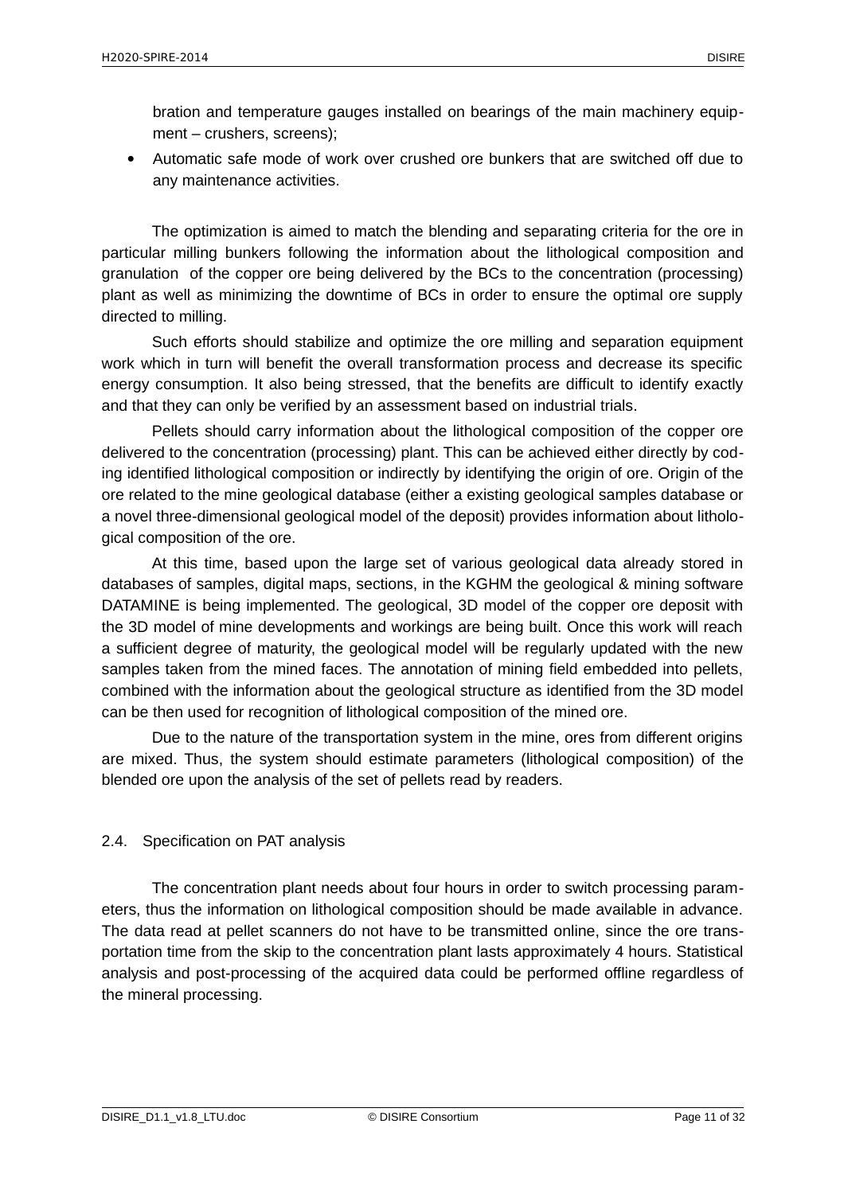bration and temperature gauges installed on bearings of the main machinery equipment – crushers, screens);

- Automatic safe mode of work over crushed ore bunkers that are switched off due to any maintenance activities.

The optimization is aimed to match the blending and separating criteria for the ore in particular milling bunkers following the information about the lithological composition and granulation of the copper ore being delivered by the BCs to the concentration (processing) plant as well as minimizing the downtime of BCs in order to ensure the optimal ore supply directed to milling.

Such efforts should stabilize and optimize the ore milling and separation equipment work which in turn will benefit the overall transformation process and decrease its specific energy consumption. It also being stressed, that the benefits are difficult to identify exactly and that they can only be verified by an assessment based on industrial trials.

Pellets should carry information about the lithological composition of the copper ore delivered to the concentration (processing) plant. This can be achieved either directly by coding identified lithological composition or indirectly by identifying the origin of ore. Origin of the ore related to the mine geological database (either a existing geological samples database or a novel three-dimensional geological model of the deposit) provides information about lithological composition of the ore.

At this time, based upon the large set of various geological data already stored in databases of samples, digital maps, sections, in the KGHM the geological & mining software DATAMINE is being implemented. The geological, 3D model of the copper ore deposit with the 3D model of mine developments and workings are being built. Once this work will reach a sufficient degree of maturity, the geological model will be regularly updated with the new samples taken from the mined faces. The annotation of mining field embedded into pellets, combined with the information about the geological structure as identified from the 3D model can be then used for recognition of lithological composition of the mined ore.

Due to the nature of the transportation system in the mine, ores from different origins are mixed. Thus, the system should estimate parameters (lithological composition) of the blended ore upon the analysis of the set of pellets read by readers.

## 2.4. Specification on PAT analysis

The concentration plant needs about four hours in order to switch processing parameters, thus the information on lithological composition should be made available in advance. The data read at pellet scanners do not have to be transmitted online, since the ore transportation time from the skip to the concentration plant lasts approximately 4 hours. Statistical analysis and post-processing of the acquired data could be performed offline regardless of the mineral processing.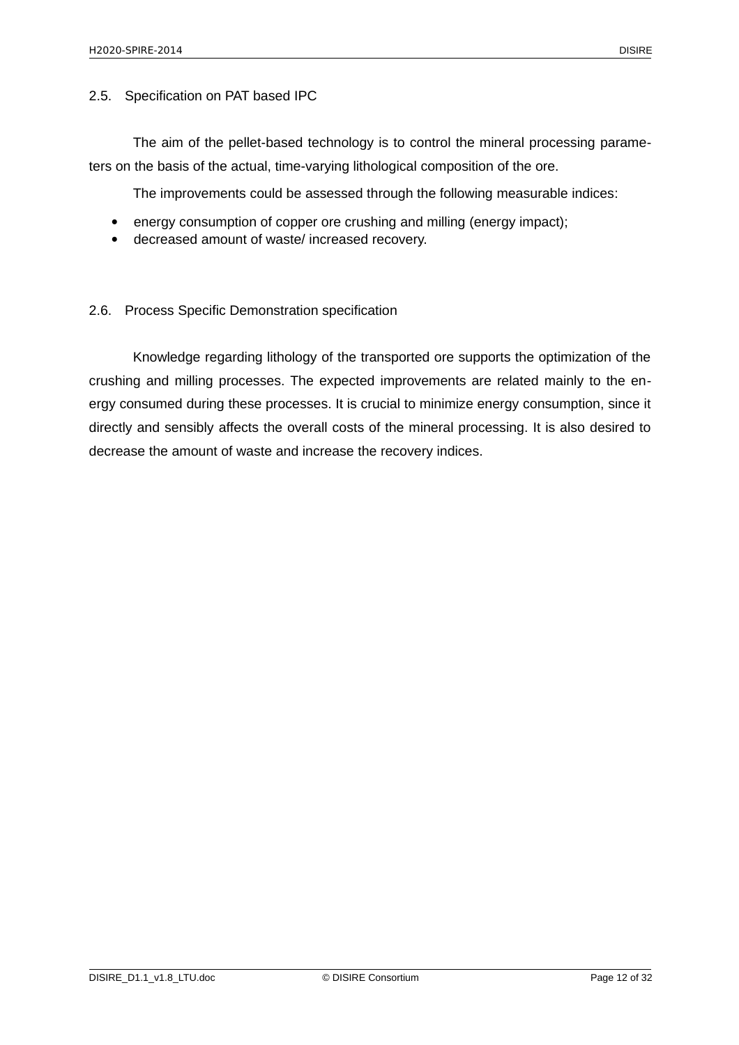## 2.5. Specification on PAT based IPC

The aim of the pellet-based technology is to control the mineral processing parameters on the basis of the actual, time-varying lithological composition of the ore.

The improvements could be assessed through the following measurable indices:

- energy consumption of copper ore crushing and milling (energy impact);
- decreased amount of waste/ increased recovery.

## 2.6. Process Specific Demonstration specification

Knowledge regarding lithology of the transported ore supports the optimization of the crushing and milling processes. The expected improvements are related mainly to the energy consumed during these processes. It is crucial to minimize energy consumption, since it directly and sensibly affects the overall costs of the mineral processing. It is also desired to decrease the amount of waste and increase the recovery indices.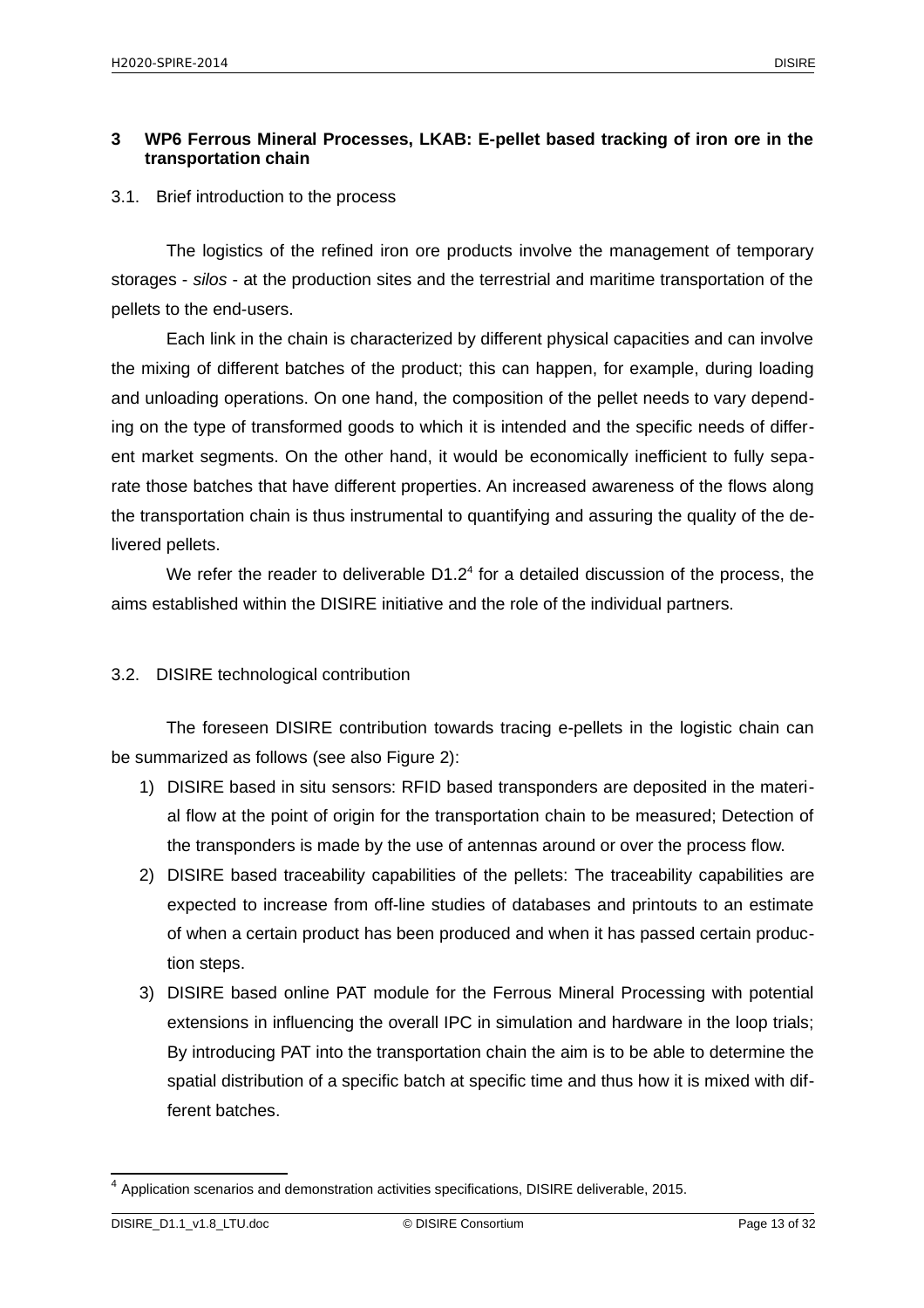# 3 WP6 Ferrous Mineral Processes, LKAB: E-pellet based tracking of iron ore in the transportation chain

## 3.1. Brief introduction to the process

The logistics of the refined iron ore products involve the management of temporary storages - *silos* - at the production sites and the terrestrial and maritime transportation of the pellets to the end-users.

Each link in the chain is characterized by different physical capacities and can involve the mixing of different batches of the product; this can happen, for example, during loading and unloading operations. On one hand, the composition of the pellet needs to vary depending on the type of transformed goods to which it is intended and the specific needs of different market segments. On the other hand, it would be economically inefficient to fully separate those batches that have different properties. An increased awareness of the flows along the transportation chain is thus instrumental to quantifying and assuring the quality of the delivered pellets.

We refer the reader to deliverable D1.2[4] for a detailed discussion of the process, the aims established within the DISIRE initiative and the role of the individual partners.

## 3.2. DISIRE technological contribution

The foreseen DISIRE contribution towards tracing e-pellets in the logistic chain can be summarized as follows (see also Figure 2):

1) DISIRE based in situ sensors: RFID based transponders are deposited in the material flow at the point of origin for the transportation chain to be measured; Detection of the transponders is made by the use of antennas around or over the process flow.
2) DISIRE based traceability capabilities of the pellets: The traceability capabilities are expected to increase from off-line studies of databases and printouts to an estimate of when a certain product has been produced and when it has passed certain production steps.
3) DISIRE based online PAT module for the Ferrous Mineral Processing with potential extensions in influencing the overall IPC in simulation and hardware in the loop trials; By introducing PAT into the transportation chain the aim is to be able to determine the spatial distribution of a specific batch at specific time and thus how it is mixed with different batches.

---

[4] Application scenarios and demonstration activities specifications, DISIRE deliverable, 2015.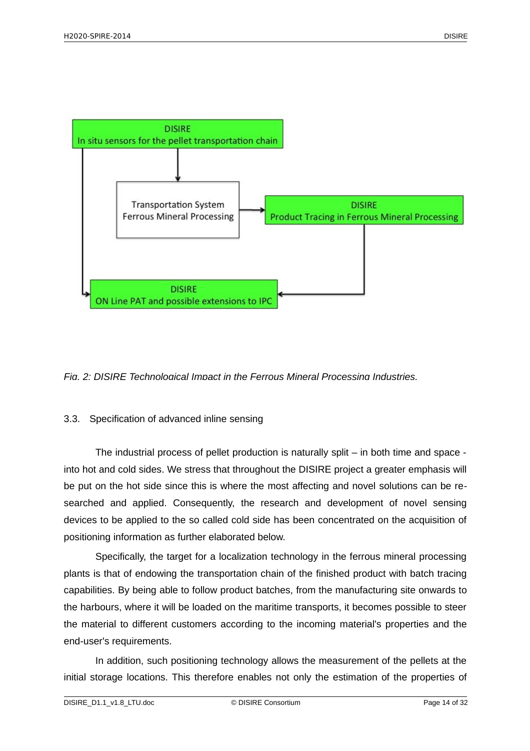DISIRE
In situ sensors for the pellet transportation chain

Transportation System
Ferrous Mineral Processing

DISIRE
Product Tracing in Ferrous Mineral Processing

DISIRE
ON Line PAT and possible extensions to IPC

*Fig. 2: DISIRE Technological Impact in the Ferrous Mineral Processing Industries.*

### 3.3. Specification of advanced inline sensing

The industrial process of pellet production is naturally split – in both time and space - into hot and cold sides. We stress that throughout the DISIRE project a greater emphasis will be put on the hot side since this is where the most affecting and novel solutions can be researched and applied. Consequently, the research and development of novel sensing devices to be applied to the so called cold side has been concentrated on the acquisition of positioning information as further elaborated below.

Specifically, the target for a localization technology in the ferrous mineral processing plants is that of endowing the transportation chain of the finished product with batch tracing capabilities. By being able to follow product batches, from the manufacturing site onwards to the harbours, where it will be loaded on the maritime transports, it becomes possible to steer the material to different customers according to the incoming material's properties and the end-user's requirements.

In addition, such positioning technology allows the measurement of the pellets at the initial storage locations. This therefore enables not only the estimation of the properties of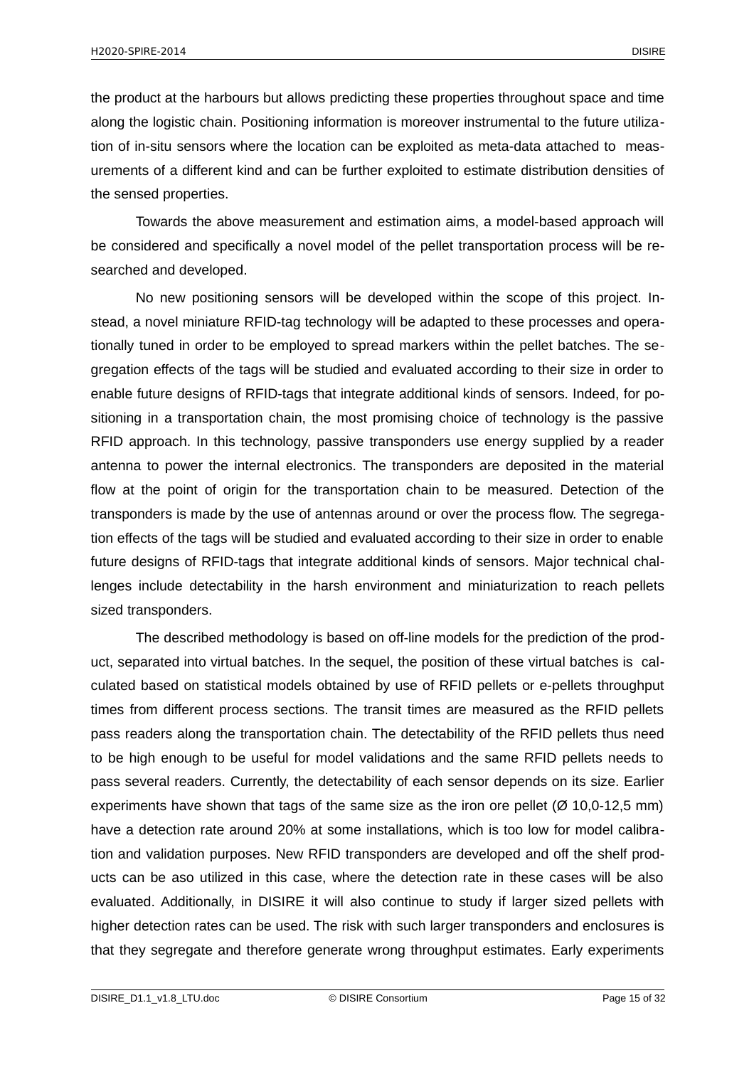the product at the harbours but allows predicting these properties throughout space and time along the logistic chain. Positioning information is moreover instrumental to the future utilization of in-situ sensors where the location can be exploited as meta-data attached to measurements of a different kind and can be further exploited to estimate distribution densities of the sensed properties.

Towards the above measurement and estimation aims, a model-based approach will be considered and specifically a novel model of the pellet transportation process will be researched and developed.

No new positioning sensors will be developed within the scope of this project. Instead, a novel miniature RFID-tag technology will be adapted to these processes and operationally tuned in order to be employed to spread markers within the pellet batches. The segregation effects of the tags will be studied and evaluated according to their size in order to enable future designs of RFID-tags that integrate additional kinds of sensors. Indeed, for positioning in a transportation chain, the most promising choice of technology is the passive RFID approach. In this technology, passive transponders use energy supplied by a reader antenna to power the internal electronics. The transponders are deposited in the material flow at the point of origin for the transportation chain to be measured. Detection of the transponders is made by the use of antennas around or over the process flow. The segregation effects of the tags will be studied and evaluated according to their size in order to enable future designs of RFID-tags that integrate additional kinds of sensors. Major technical challenges include detectability in the harsh environment and miniaturization to reach pellets sized transponders.

The described methodology is based on off-line models for the prediction of the product, separated into virtual batches. In the sequel, the position of these virtual batches is calculated based on statistical models obtained by use of RFID pellets or e-pellets throughput times from different process sections. The transit times are measured as the RFID pellets pass readers along the transportation chain. The detectability of the RFID pellets thus need to be high enough to be useful for model validations and the same RFID pellets needs to pass several readers. Currently, the detectability of each sensor depends on its size. Earlier experiments have shown that tags of the same size as the iron ore pellet (Ø 10,0-12,5 mm) have a detection rate around 20% at some installations, which is too low for model calibration and validation purposes. New RFID transponders are developed and off the shelf products can be aso utilized in this case, where the detection rate in these cases will be also evaluated. Additionally, in DISIRE it will also continue to study if larger sized pellets with higher detection rates can be used. The risk with such larger transponders and enclosures is that they segregate and therefore generate wrong throughput estimates. Early experiments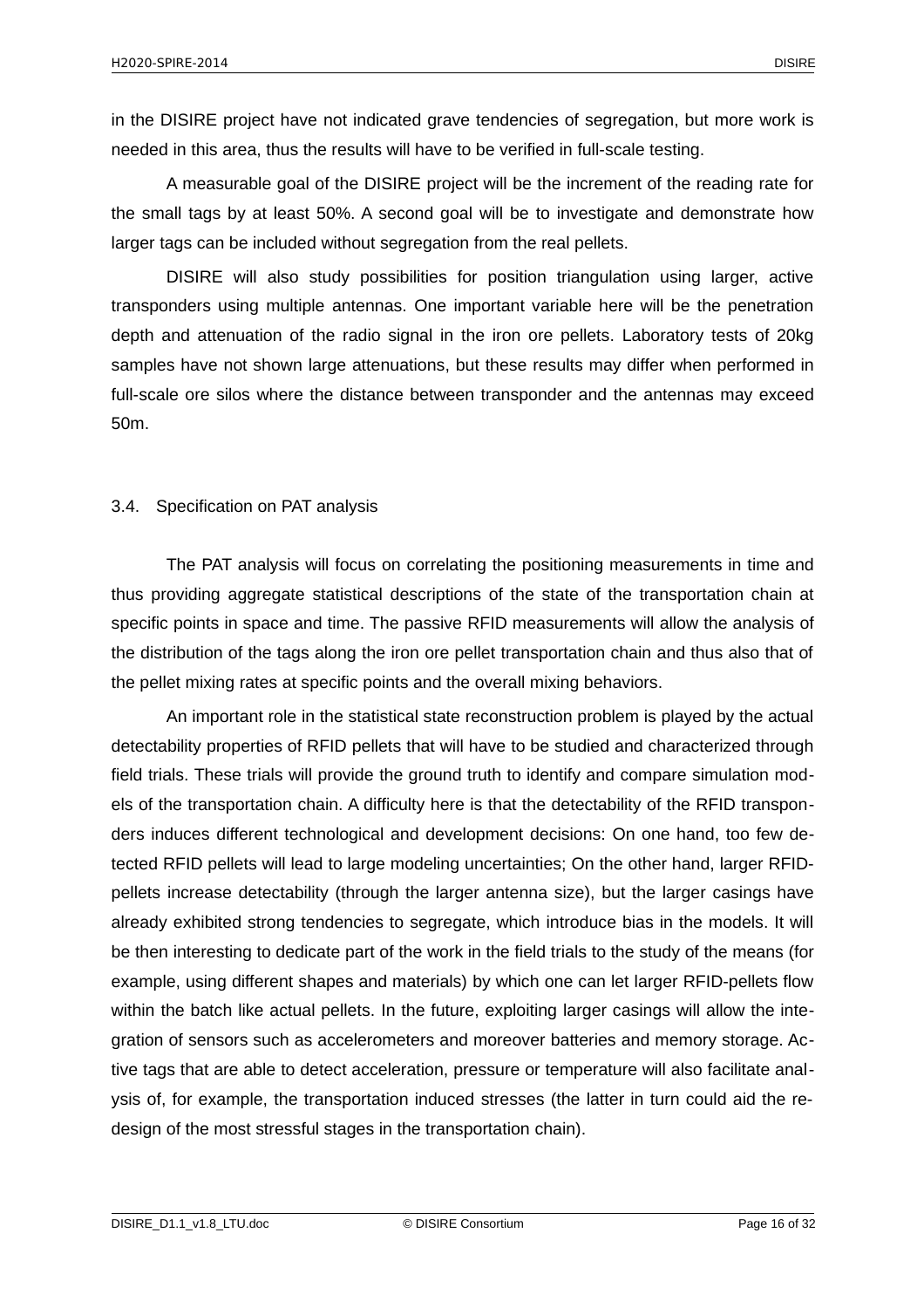in the DISIRE project have not indicated grave tendencies of segregation, but more work is needed in this area, thus the results will have to be verified in full-scale testing.

A measurable goal of the DISIRE project will be the increment of the reading rate for the small tags by at least 50%. A second goal will be to investigate and demonstrate how larger tags can be included without segregation from the real pellets.

DISIRE will also study possibilities for position triangulation using larger, active transponders using multiple antennas. One important variable here will be the penetration depth and attenuation of the radio signal in the iron ore pellets. Laboratory tests of 20kg samples have not shown large attenuations, but these results may differ when performed in full-scale ore silos where the distance between transponder and the antennas may exceed 50m.

## 3.4. Specification on PAT analysis

The PAT analysis will focus on correlating the positioning measurements in time and thus providing aggregate statistical descriptions of the state of the transportation chain at specific points in space and time. The passive RFID measurements will allow the analysis of the distribution of the tags along the iron ore pellet transportation chain and thus also that of the pellet mixing rates at specific points and the overall mixing behaviors.

An important role in the statistical state reconstruction problem is played by the actual detectability properties of RFID pellets that will have to be studied and characterized through field trials. These trials will provide the ground truth to identify and compare simulation models of the transportation chain. A difficulty here is that the detectability of the RFID transponders induces different technological and development decisions: On one hand, too few detected RFID pellets will lead to large modeling uncertainties; On the other hand, larger RFID-pellets increase detectability (through the larger antenna size), but the larger casings have already exhibited strong tendencies to segregate, which introduce bias in the models. It will be then interesting to dedicate part of the work in the field trials to the study of the means (for example, using different shapes and materials) by which one can let larger RFID-pellets flow within the batch like actual pellets. In the future, exploiting larger casings will allow the integration of sensors such as accelerometers and moreover batteries and memory storage. Active tags that are able to detect acceleration, pressure or temperature will also facilitate analysis of, for example, the transportation induced stresses (the latter in turn could aid the redesign of the most stressful stages in the transportation chain).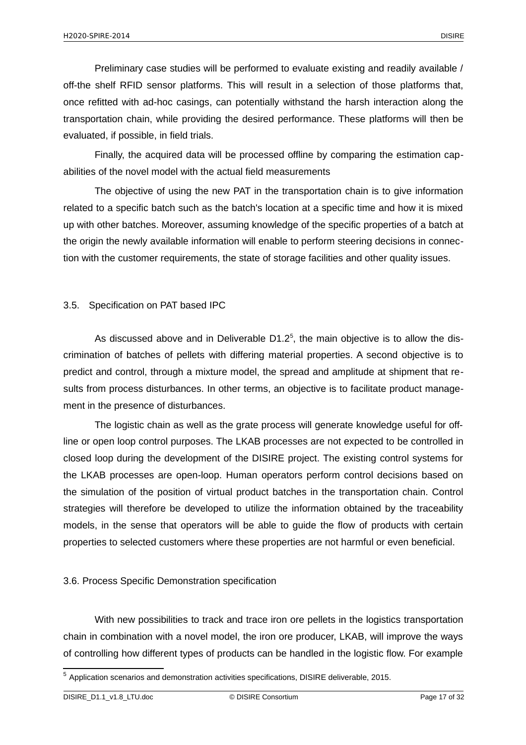Preliminary case studies will be performed to evaluate existing and readily available / off-the shelf RFID sensor platforms. This will result in a selection of those platforms that, once refitted with ad-hoc casings, can potentially withstand the harsh interaction along the transportation chain, while providing the desired performance. These platforms will then be evaluated, if possible, in field trials.

Finally, the acquired data will be processed offline by comparing the estimation capabilities of the novel model with the actual field measurements

The objective of using the new PAT in the transportation chain is to give information related to a specific batch such as the batch's location at a specific time and how it is mixed up with other batches. Moreover, assuming knowledge of the specific properties of a batch at the origin the newly available information will enable to perform steering decisions in connection with the customer requirements, the state of storage facilities and other quality issues.

## 3.5. Specification on PAT based IPC

As discussed above and in Deliverable D1.2[5], the main objective is to allow the discrimination of batches of pellets with differing material properties. A second objective is to predict and control, through a mixture model, the spread and amplitude at shipment that results from process disturbances. In other terms, an objective is to facilitate product management in the presence of disturbances.

The logistic chain as well as the grate process will generate knowledge useful for offline or open loop control purposes. The LKAB processes are not expected to be controlled in closed loop during the development of the DISIRE project. The existing control systems for the LKAB processes are open-loop. Human operators perform control decisions based on the simulation of the position of virtual product batches in the transportation chain. Control strategies will therefore be developed to utilize the information obtained by the traceability models, in the sense that operators will be able to guide the flow of products with certain properties to selected customers where these properties are not harmful or even beneficial.

## 3.6. Process Specific Demonstration specification

With new possibilities to track and trace iron ore pellets in the logistics transportation chain in combination with a novel model, the iron ore producer, LKAB, will improve the ways of controlling how different types of products can be handled in the logistic flow. For example

[5] Application scenarios and demonstration activities specifications, DISIRE deliverable, 2015.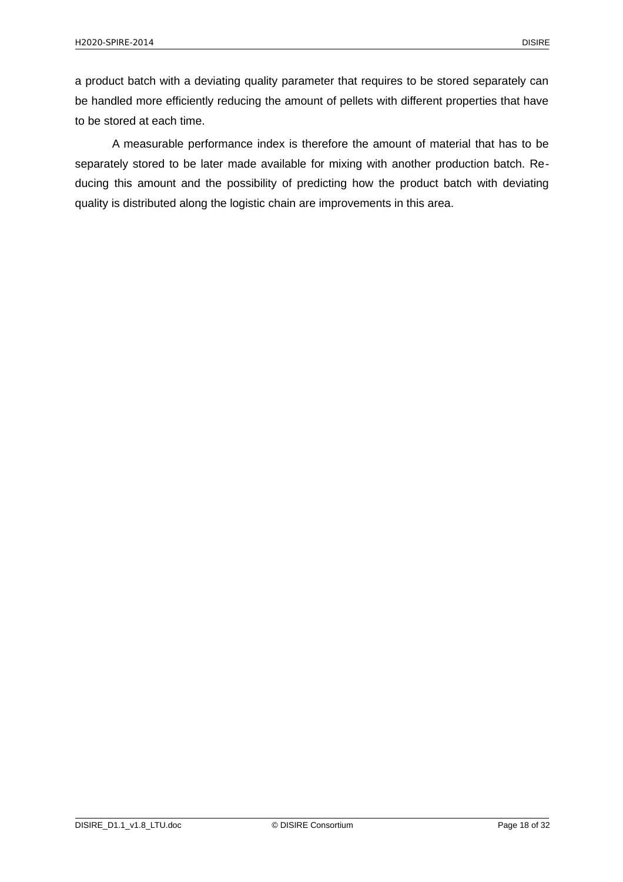a product batch with a deviating quality parameter that requires to be stored separately can be handled more efficiently reducing the amount of pellets with different properties that have to be stored at each time.

A measurable performance index is therefore the amount of material that has to be separately stored to be later made available for mixing with another production batch. Reducing this amount and the possibility of predicting how the product batch with deviating quality is distributed along the logistic chain are improvements in this area.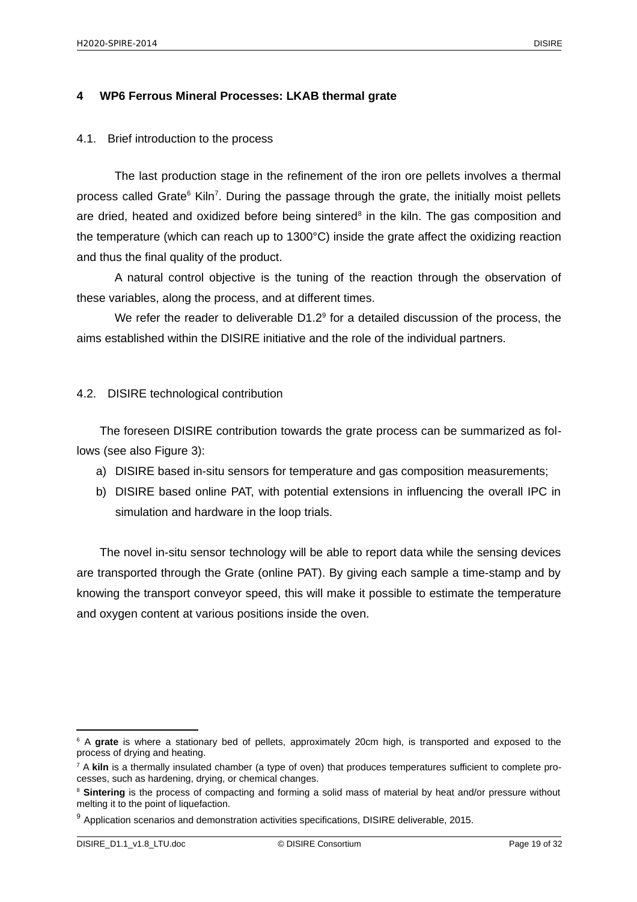# 4 WP6 Ferrous Mineral Processes: LKAB thermal grate

## 4.1. Brief introduction to the process

The last production stage in the refinement of the iron ore pellets involves a thermal process called Grate[6] Kiln[7]. During the passage through the grate, the initially moist pellets are dried, heated and oxidized before being sintered[8] in the kiln. The gas composition and the temperature (which can reach up to 1300°C) inside the grate affect the oxidizing reaction and thus the final quality of the product.

A natural control objective is the tuning of the reaction through the observation of these variables, along the process, and at different times.

We refer the reader to deliverable D1.2[9] for a detailed discussion of the process, the aims established within the DISIRE initiative and the role of the individual partners.

## 4.2. DISIRE technological contribution

The foreseen DISIRE contribution towards the grate process can be summarized as follows (see also Figure 3):

a) DISIRE based in-situ sensors for temperature and gas composition measurements;
b) DISIRE based online PAT, with potential extensions in influencing the overall IPC in simulation and hardware in the loop trials.

The novel in-situ sensor technology will be able to report data while the sensing devices are transported through the Grate (online PAT). By giving each sample a time-stamp and by knowing the transport conveyor speed, this will make it possible to estimate the temperature and oxygen content at various positions inside the oven.

---

[6] A **grate** is where a stationary bed of pellets, approximately 20cm high, is transported and exposed to the process of drying and heating.

[7] A **kiln** is a thermally insulated chamber (a type of oven) that produces temperatures sufficient to complete processes, such as hardening, drying, or chemical changes.

[8] **Sintering** is the process of compacting and forming a solid mass of material by heat and/or pressure without melting it to the point of liquefaction.

[9] Application scenarios and demonstration activities specifications, DISIRE deliverable, 2015.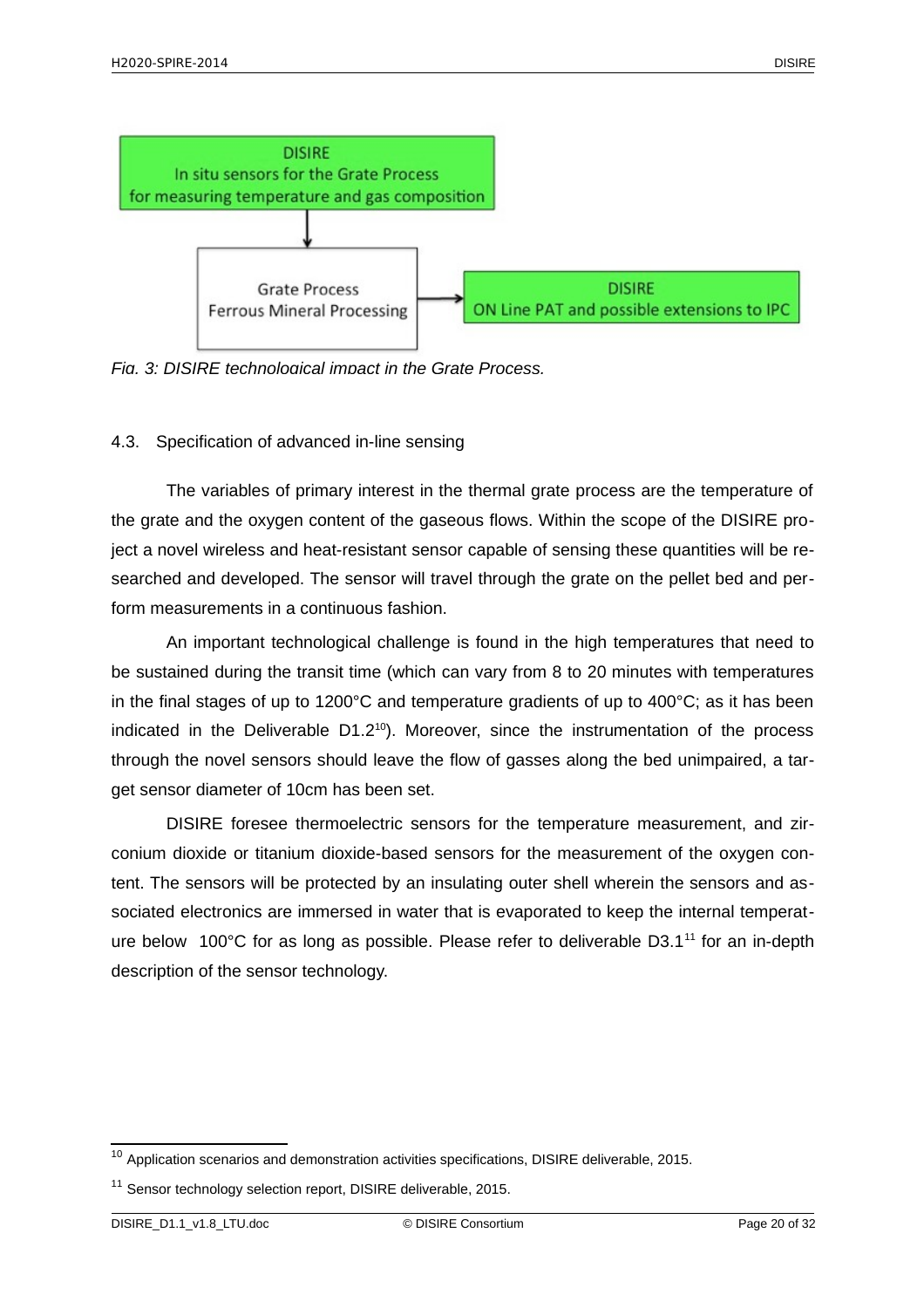DISIRE
In situ sensors for the Grate Process
for measuring temperature and gas composition

Grate Process
Ferrous Mineral Processing

DISIRE
ON Line PAT and possible extensions to IPC

*Fig. 3: DISIRE technological impact in the Grate Process.*

## 4.3. Specification of advanced in-line sensing

The variables of primary interest in the thermal grate process are the temperature of the grate and the oxygen content of the gaseous flows. Within the scope of the DISIRE project a novel wireless and heat-resistant sensor capable of sensing these quantities will be researched and developed. The sensor will travel through the grate on the pellet bed and perform measurements in a continuous fashion.

An important technological challenge is found in the high temperatures that need to be sustained during the transit time (which can vary from 8 to 20 minutes with temperatures in the final stages of up to 1200°C and temperature gradients of up to 400°C; as it has been indicated in the Deliverable D1.2[10]). Moreover, since the instrumentation of the process through the novel sensors should leave the flow of gasses along the bed unimpaired, a target sensor diameter of 10cm has been set.

DISIRE foresee thermoelectric sensors for the temperature measurement, and zirconium dioxide or titanium dioxide-based sensors for the measurement of the oxygen content. The sensors will be protected by an insulating outer shell wherein the sensors and associated electronics are immersed in water that is evaporated to keep the internal temperature below 100°C for as long as possible. Please refer to deliverable D3.1[11] for an in-depth description of the sensor technology.

---

[10] Application scenarios and demonstration activities specifications, DISIRE deliverable, 2015.

[11] Sensor technology selection report, DISIRE deliverable, 2015.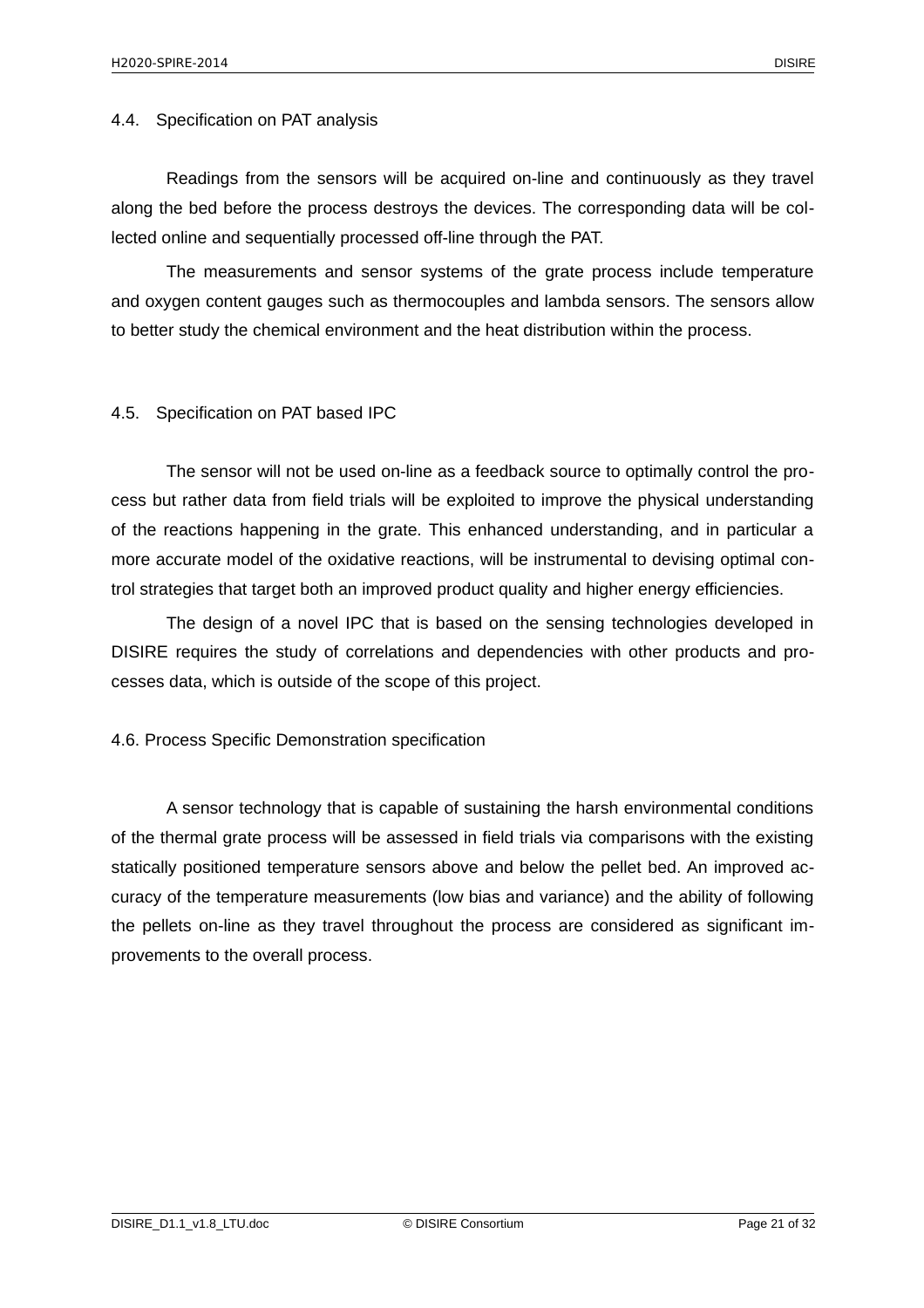## 4.4. Specification on PAT analysis

Readings from the sensors will be acquired on-line and continuously as they travel along the bed before the process destroys the devices. The corresponding data will be collected online and sequentially processed off-line through the PAT.

The measurements and sensor systems of the grate process include temperature and oxygen content gauges such as thermocouples and lambda sensors. The sensors allow to better study the chemical environment and the heat distribution within the process.

## 4.5. Specification on PAT based IPC

The sensor will not be used on-line as a feedback source to optimally control the process but rather data from field trials will be exploited to improve the physical understanding of the reactions happening in the grate. This enhanced understanding, and in particular a more accurate model of the oxidative reactions, will be instrumental to devising optimal control strategies that target both an improved product quality and higher energy efficiencies.

The design of a novel IPC that is based on the sensing technologies developed in DISIRE requires the study of correlations and dependencies with other products and processes data, which is outside of the scope of this project.

## 4.6. Process Specific Demonstration specification

A sensor technology that is capable of sustaining the harsh environmental conditions of the thermal grate process will be assessed in field trials via comparisons with the existing statically positioned temperature sensors above and below the pellet bed. An improved accuracy of the temperature measurements (low bias and variance) and the ability of following the pellets on-line as they travel throughout the process are considered as significant improvements to the overall process.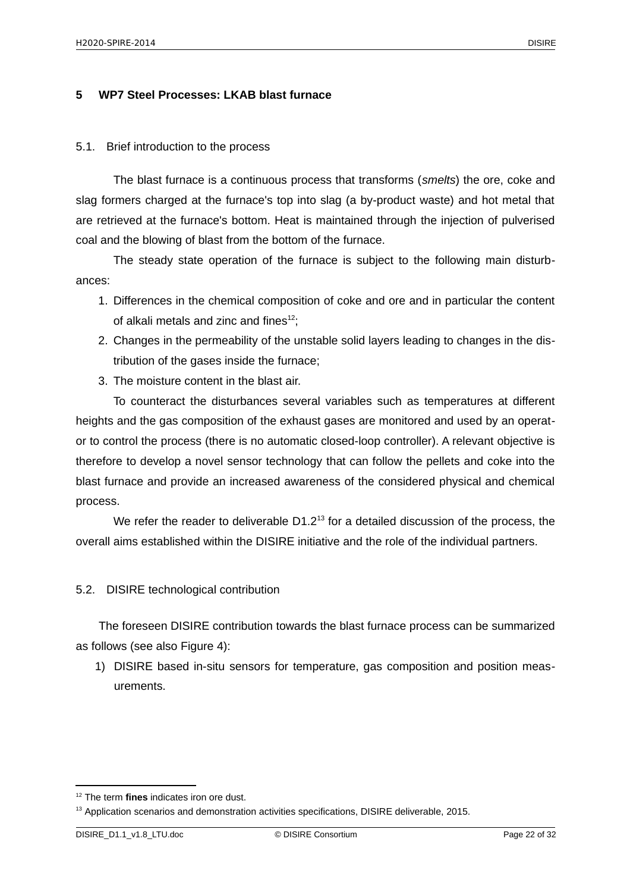# 5 WP7 Steel Processes: LKAB blast furnace

## 5.1. Brief introduction to the process

The blast furnace is a continuous process that transforms (*smelts*) the ore, coke and slag formers charged at the furnace's top into slag (a by-product waste) and hot metal that are retrieved at the furnace's bottom. Heat is maintained through the injection of pulverised coal and the blowing of blast from the bottom of the furnace.

The steady state operation of the furnace is subject to the following main disturbances:

1. Differences in the chemical composition of coke and ore and in particular the content of alkali metals and zinc and fines[12];
2. Changes in the permeability of the unstable solid layers leading to changes in the distribution of the gases inside the furnace;
3. The moisture content in the blast air.

To counteract the disturbances several variables such as temperatures at different heights and the gas composition of the exhaust gases are monitored and used by an operator to control the process (there is no automatic closed-loop controller). A relevant objective is therefore to develop a novel sensor technology that can follow the pellets and coke into the blast furnace and provide an increased awareness of the considered physical and chemical process.

We refer the reader to deliverable D1.2[13] for a detailed discussion of the process, the overall aims established within the DISIRE initiative and the role of the individual partners.

## 5.2. DISIRE technological contribution

The foreseen DISIRE contribution towards the blast furnace process can be summarized as follows (see also Figure 4):

1) DISIRE based in-situ sensors for temperature, gas composition and position measurements.

---

[12] The term **fines** indicates iron ore dust.

[13] Application scenarios and demonstration activities specifications, DISIRE deliverable, 2015.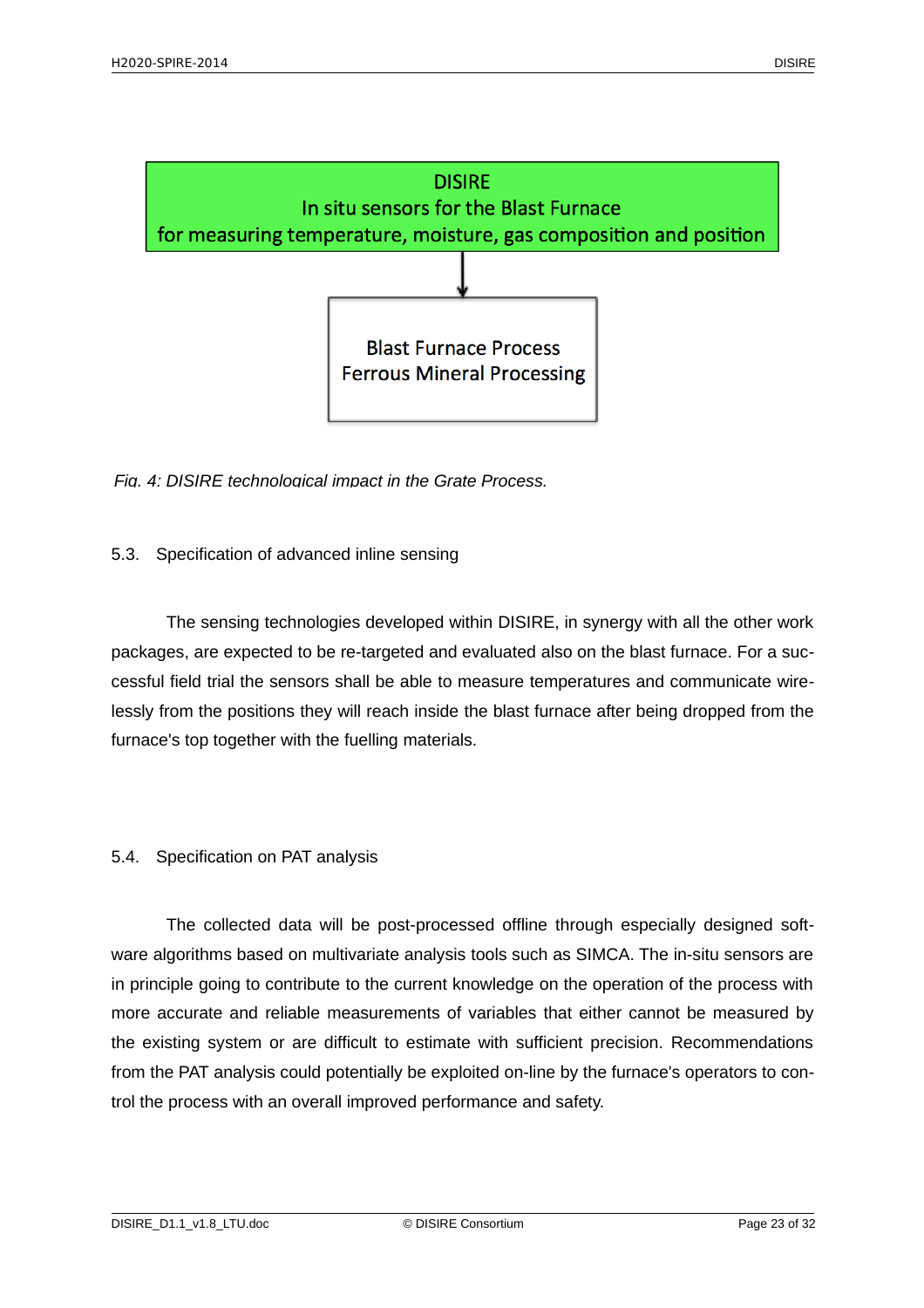DISIRE
In situ sensors for the Blast Furnace
for measuring temperature, moisture, gas composition and position

↓

Blast Furnace Process
Ferrous Mineral Processing

*Fig. 4: DISIRE technological impact in the Grate Process.*

## 5.3. Specification of advanced inline sensing

The sensing technologies developed within DISIRE, in synergy with all the other work packages, are expected to be re-targeted and evaluated also on the blast furnace. For a successful field trial the sensors shall be able to measure temperatures and communicate wirelessly from the positions they will reach inside the blast furnace after being dropped from the furnace's top together with the fuelling materials.

## 5.4. Specification on PAT analysis

The collected data will be post-processed offline through especially designed software algorithms based on multivariate analysis tools such as SIMCA. The in-situ sensors are in principle going to contribute to the current knowledge on the operation of the process with more accurate and reliable measurements of variables that either cannot be measured by the existing system or are difficult to estimate with sufficient precision. Recommendations from the PAT analysis could potentially be exploited on-line by the furnace's operators to control the process with an overall improved performance and safety.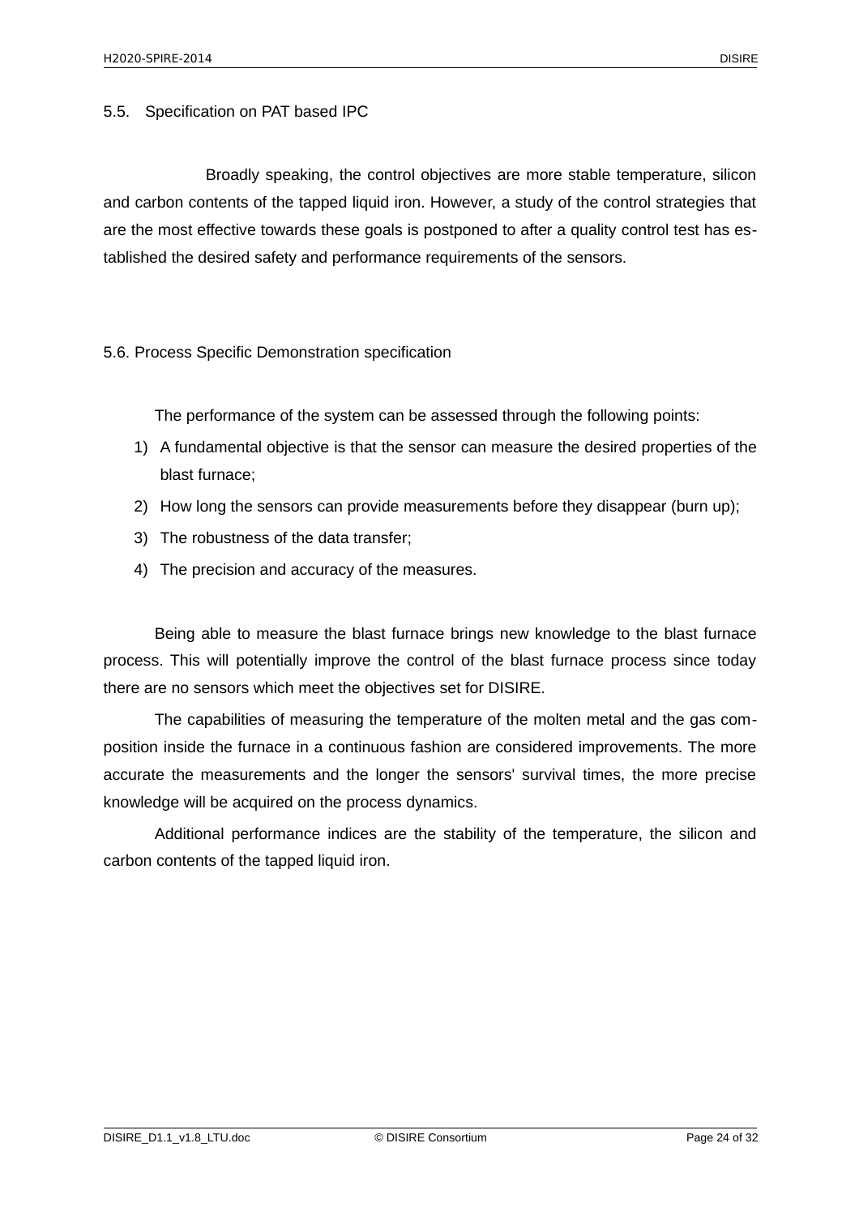## 5.5. Specification on PAT based IPC

Broadly speaking, the control objectives are more stable temperature, silicon and carbon contents of the tapped liquid iron. However, a study of the control strategies that are the most effective towards these goals is postponed to after a quality control test has established the desired safety and performance requirements of the sensors.

## 5.6. Process Specific Demonstration specification

The performance of the system can be assessed through the following points:

1) A fundamental objective is that the sensor can measure the desired properties of the blast furnace;
2) How long the sensors can provide measurements before they disappear (burn up);
3) The robustness of the data transfer;
4) The precision and accuracy of the measures.

Being able to measure the blast furnace brings new knowledge to the blast furnace process. This will potentially improve the control of the blast furnace process since today there are no sensors which meet the objectives set for DISIRE.

The capabilities of measuring the temperature of the molten metal and the gas composition inside the furnace in a continuous fashion are considered improvements. The more accurate the measurements and the longer the sensors' survival times, the more precise knowledge will be acquired on the process dynamics.

Additional performance indices are the stability of the temperature, the silicon and carbon contents of the tapped liquid iron.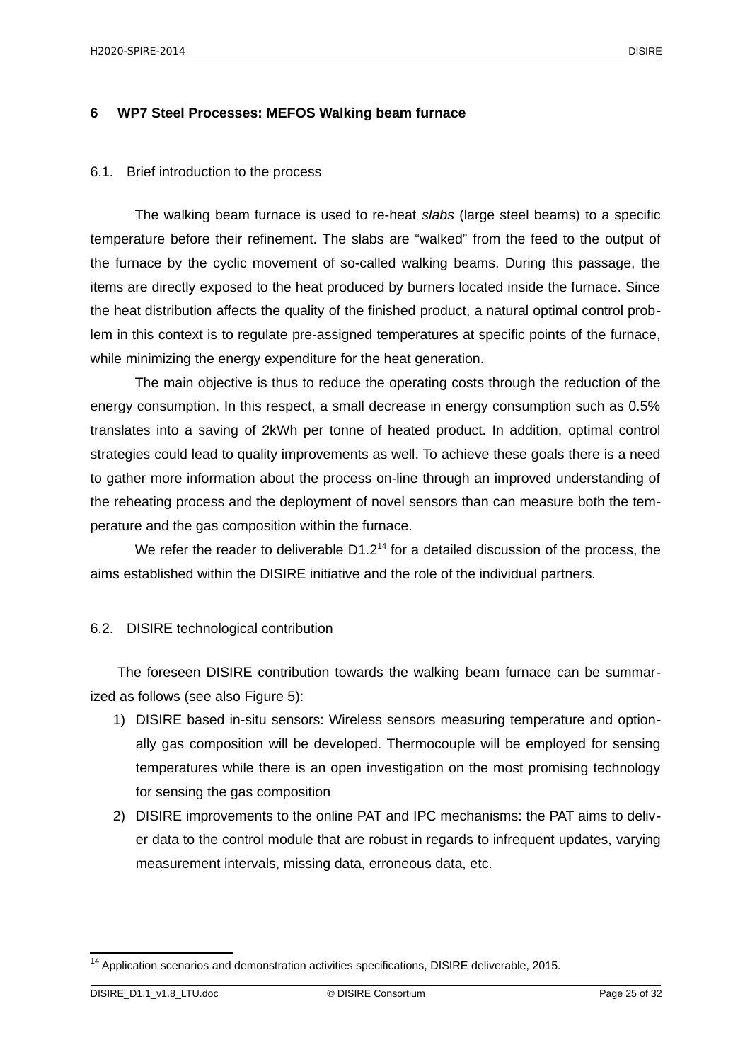# 6 WP7 Steel Processes: MEFOS Walking beam furnace

## 6.1. Brief introduction to the process

The walking beam furnace is used to re-heat *slabs* (large steel beams) to a specific temperature before their refinement. The slabs are "walked" from the feed to the output of the furnace by the cyclic movement of so-called walking beams. During this passage, the items are directly exposed to the heat produced by burners located inside the furnace. Since the heat distribution affects the quality of the finished product, a natural optimal control problem in this context is to regulate pre-assigned temperatures at specific points of the furnace, while minimizing the energy expenditure for the heat generation.

The main objective is thus to reduce the operating costs through the reduction of the energy consumption. In this respect, a small decrease in energy consumption such as 0.5% translates into a saving of 2kWh per tonne of heated product. In addition, optimal control strategies could lead to quality improvements as well. To achieve these goals there is a need to gather more information about the process on-line through an improved understanding of the reheating process and the deployment of novel sensors than can measure both the temperature and the gas composition within the furnace.

We refer the reader to deliverable D1.2[14] for a detailed discussion of the process, the aims established within the DISIRE initiative and the role of the individual partners.

## 6.2. DISIRE technological contribution

The foreseen DISIRE contribution towards the walking beam furnace can be summarized as follows (see also Figure 5):

1) DISIRE based in-situ sensors: Wireless sensors measuring temperature and optionally gas composition will be developed. Thermocouple will be employed for sensing temperatures while there is an open investigation on the most promising technology for sensing the gas composition
2) DISIRE improvements to the online PAT and IPC mechanisms: the PAT aims to deliver data to the control module that are robust in regards to infrequent updates, varying measurement intervals, missing data, erroneous data, etc.

[14] Application scenarios and demonstration activities specifications, DISIRE deliverable, 2015.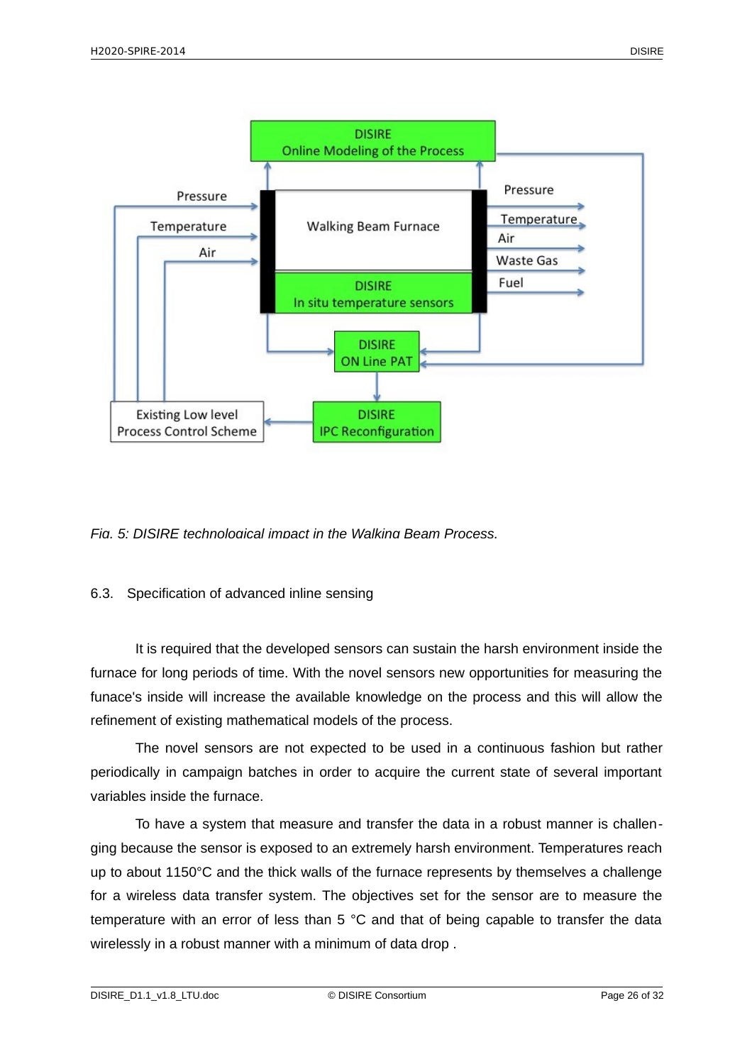Fig. 5: DISIRE technological impact in the Walking Beam Process.

### 6.3. Specification of advanced inline sensing

It is required that the developed sensors can sustain the harsh environment inside the furnace for long periods of time. With the novel sensors new opportunities for measuring the funace's inside will increase the available knowledge on the process and this will allow the refinement of existing mathematical models of the process.

The novel sensors are not expected to be used in a continuous fashion but rather periodically in campaign batches in order to acquire the current state of several important variables inside the furnace.

To have a system that measure and transfer the data in a robust manner is challenging because the sensor is exposed to an extremely harsh environment. Temperatures reach up to about 1150°C and the thick walls of the furnace represents by themselves a challenge for a wireless data transfer system. The objectives set for the sensor are to measure the temperature with an error of less than 5 °C and that of being capable to transfer the data wirelessly in a robust manner with a minimum of data drop .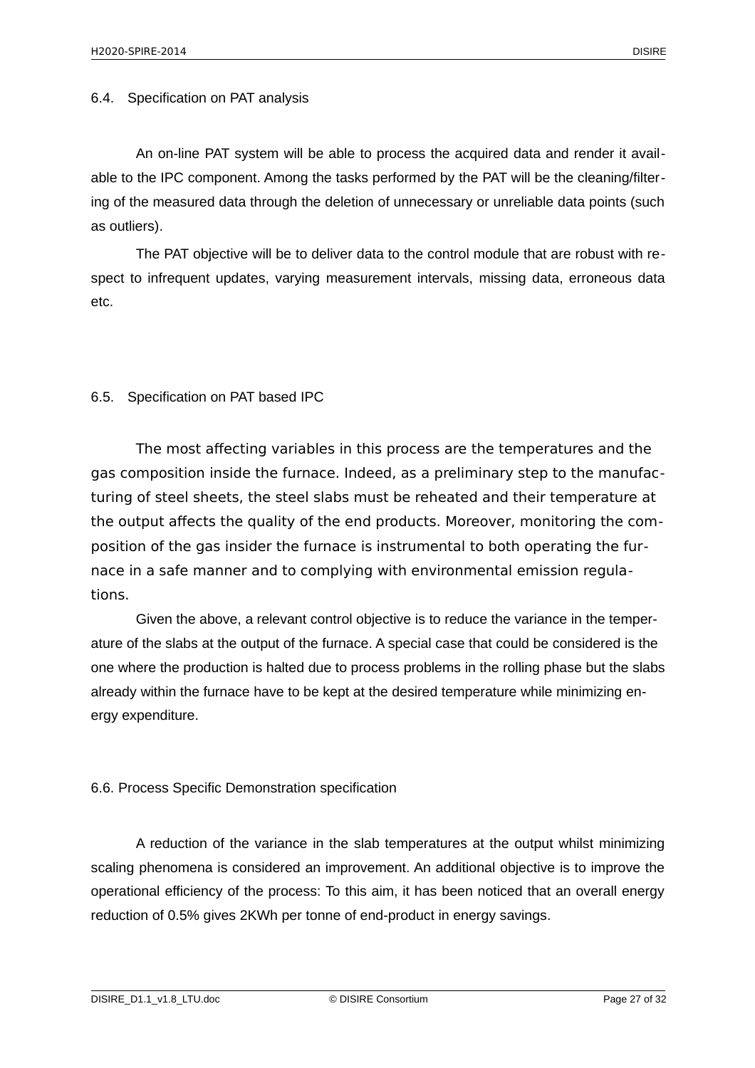## 6.4. Specification on PAT analysis

An on-line PAT system will be able to process the acquired data and render it available to the IPC component. Among the tasks performed by the PAT will be the cleaning/filtering of the measured data through the deletion of unnecessary or unreliable data points (such as outliers).

The PAT objective will be to deliver data to the control module that are robust with respect to infrequent updates, varying measurement intervals, missing data, erroneous data etc.

## 6.5. Specification on PAT based IPC

The most affecting variables in this process are the temperatures and the gas composition inside the furnace. Indeed, as a preliminary step to the manufacturing of steel sheets, the steel slabs must be reheated and their temperature at the output affects the quality of the end products. Moreover, monitoring the composition of the gas insider the furnace is instrumental to both operating the furnace in a safe manner and to complying with environmental emission regulations.

Given the above, a relevant control objective is to reduce the variance in the temperature of the slabs at the output of the furnace. A special case that could be considered is the one where the production is halted due to process problems in the rolling phase but the slabs already within the furnace have to be kept at the desired temperature while minimizing energy expenditure.

## 6.6. Process Specific Demonstration specification

A reduction of the variance in the slab temperatures at the output whilst minimizing scaling phenomena is considered an improvement. An additional objective is to improve the operational efficiency of the process: To this aim, it has been noticed that an overall energy reduction of 0.5% gives 2KWh per tonne of end-product in energy savings.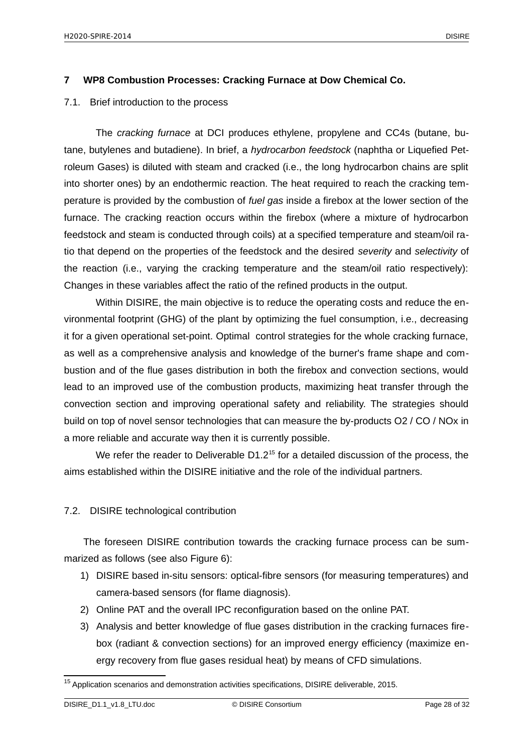## 7 WP8 Combustion Processes: Cracking Furnace at Dow Chemical Co.

### 7.1. Brief introduction to the process

The *cracking furnace* at DCI produces ethylene, propylene and CC4s (butane, butane, butylenes and butadiene). In brief, a *hydrocarbon feedstock* (naphtha or Liquefied Petroleum Gases) is diluted with steam and cracked (i.e., the long hydrocarbon chains are split into shorter ones) by an endothermic reaction. The heat required to reach the cracking temperature is provided by the combustion of *fuel gas* inside a firebox at the lower section of the furnace. The cracking reaction occurs within the firebox (where a mixture of hydrocarbon feedstock and steam is conducted through coils) at a specified temperature and steam/oil ratio that depend on the properties of the feedstock and the desired *severity* and *selectivity* of the reaction (i.e., varying the cracking temperature and the steam/oil ratio respectively): Changes in these variables affect the ratio of the refined products in the output.

Within DISIRE, the main objective is to reduce the operating costs and reduce the environmental footprint (GHG) of the plant by optimizing the fuel consumption, i.e., decreasing it for a given operational set-point. Optimal control strategies for the whole cracking furnace, as well as a comprehensive analysis and knowledge of the burner's frame shape and combustion and of the flue gases distribution in both the firebox and convection sections, would lead to an improved use of the combustion products, maximizing heat transfer through the convection section and improving operational safety and reliability. The strategies should build on top of novel sensor technologies that can measure the by-products O2 / CO / NOx in a more reliable and accurate way then it is currently possible.

We refer the reader to Deliverable D1.2[15] for a detailed discussion of the process, the aims established within the DISIRE initiative and the role of the individual partners.

### 7.2. DISIRE technological contribution

The foreseen DISIRE contribution towards the cracking furnace process can be summarized as follows (see also Figure 6):

1) DISIRE based in-situ sensors: optical-fibre sensors (for measuring temperatures) and camera-based sensors (for flame diagnosis).
2) Online PAT and the overall IPC reconfiguration based on the online PAT.
3) Analysis and better knowledge of flue gases distribution in the cracking furnaces firebox (radiant & convection sections) for an improved energy efficiency (maximize energy recovery from flue gases residual heat) by means of CFD simulations.

---

[15] Application scenarios and demonstration activities specifications, DISIRE deliverable, 2015.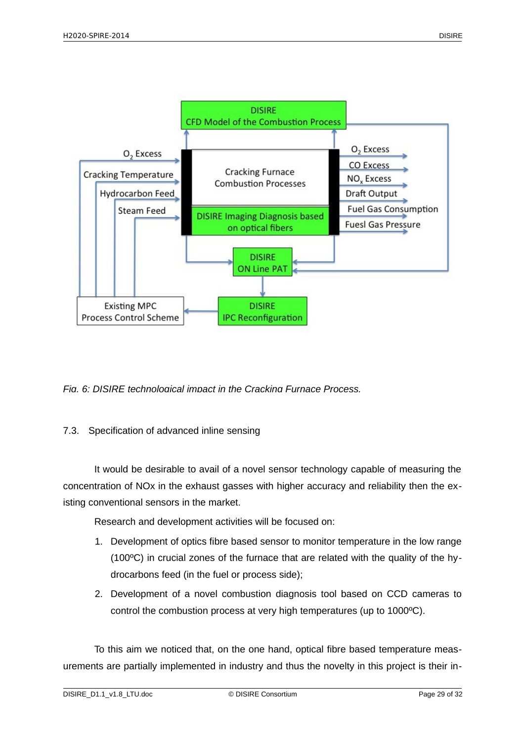*Fig. 6: DISIRE technological impact in the Cracking Furnace Process.*

## 7.3. Specification of advanced inline sensing

It would be desirable to avail of a novel sensor technology capable of measuring the concentration of NOx in the exhaust gasses with higher accuracy and reliability then the existing conventional sensors in the market.

Research and development activities will be focused on:

1. Development of optics fibre based sensor to monitor temperature in the low range (100ºC) in crucial zones of the furnace that are related with the quality of the hydrocarbons feed (in the fuel or process side);
2. Development of a novel combustion diagnosis tool based on CCD cameras to control the combustion process at very high temperatures (up to 1000ºC).

To this aim we noticed that, on the one hand, optical fibre based temperature measurements are partially implemented in industry and thus the novelty in this project is their in-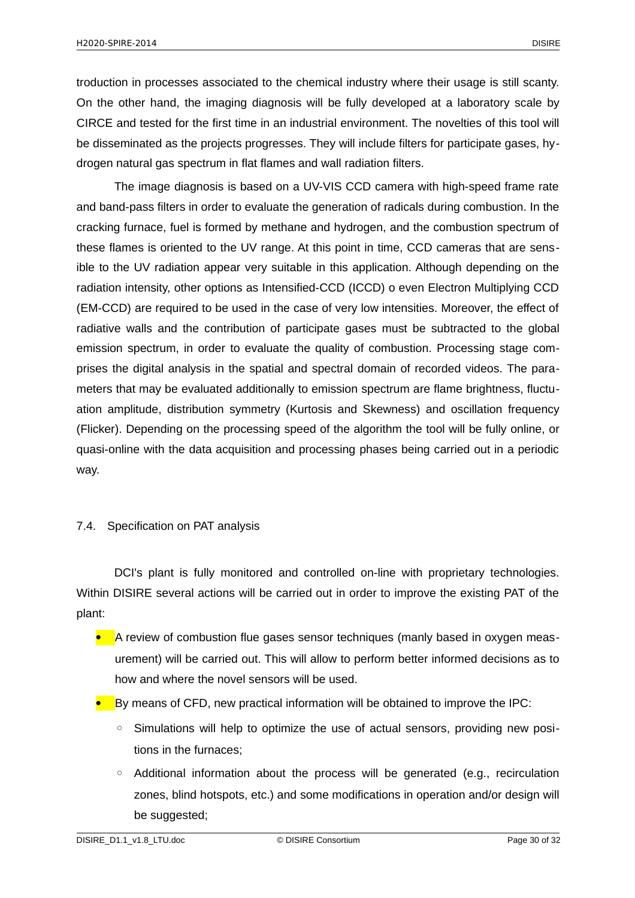troduction in processes associated to the chemical industry where their usage is still scanty. On the other hand, the imaging diagnosis will be fully developed at a laboratory scale by CIRCE and tested for the first time in an industrial environment. The novelties of this tool will be disseminated as the projects progresses. They will include filters for participate gases, hydrogen natural gas spectrum in flat flames and wall radiation filters.

The image diagnosis is based on a UV-VIS CCD camera with high-speed frame rate and band-pass filters in order to evaluate the generation of radicals during combustion. In the cracking furnace, fuel is formed by methane and hydrogen, and the combustion spectrum of these flames is oriented to the UV range. At this point in time, CCD cameras that are sensible to the UV radiation appear very suitable in this application. Although depending on the radiation intensity, other options as Intensified-CCD (ICCD) o even Electron Multiplying CCD (EM-CCD) are required to be used in the case of very low intensities. Moreover, the effect of radiative walls and the contribution of participate gases must be subtracted to the global emission spectrum, in order to evaluate the quality of combustion. Processing stage comprises the digital analysis in the spatial and spectral domain of recorded videos. The parameters that may be evaluated additionally to emission spectrum are flame brightness, fluctuation amplitude, distribution symmetry (Kurtosis and Skewness) and oscillation frequency (Flicker). Depending on the processing speed of the algorithm the tool will be fully online, or quasi-online with the data acquisition and processing phases being carried out in a periodic way.

### 7.4. Specification on PAT analysis

DCI's plant is fully monitored and controlled on-line with proprietary technologies. Within DISIRE several actions will be carried out in order to improve the existing PAT of the plant:

- A review of combustion flue gases sensor techniques (manly based in oxygen measurement) will be carried out. This will allow to perform better informed decisions as to how and where the novel sensors will be used.
- By means of CFD, new practical information will be obtained to improve the IPC:
  - Simulations will help to optimize the use of actual sensors, providing new positions in the furnaces;
  - Additional information about the process will be generated (e.g., recirculation zones, blind hotspots, etc.) and some modifications in operation and/or design will be suggested;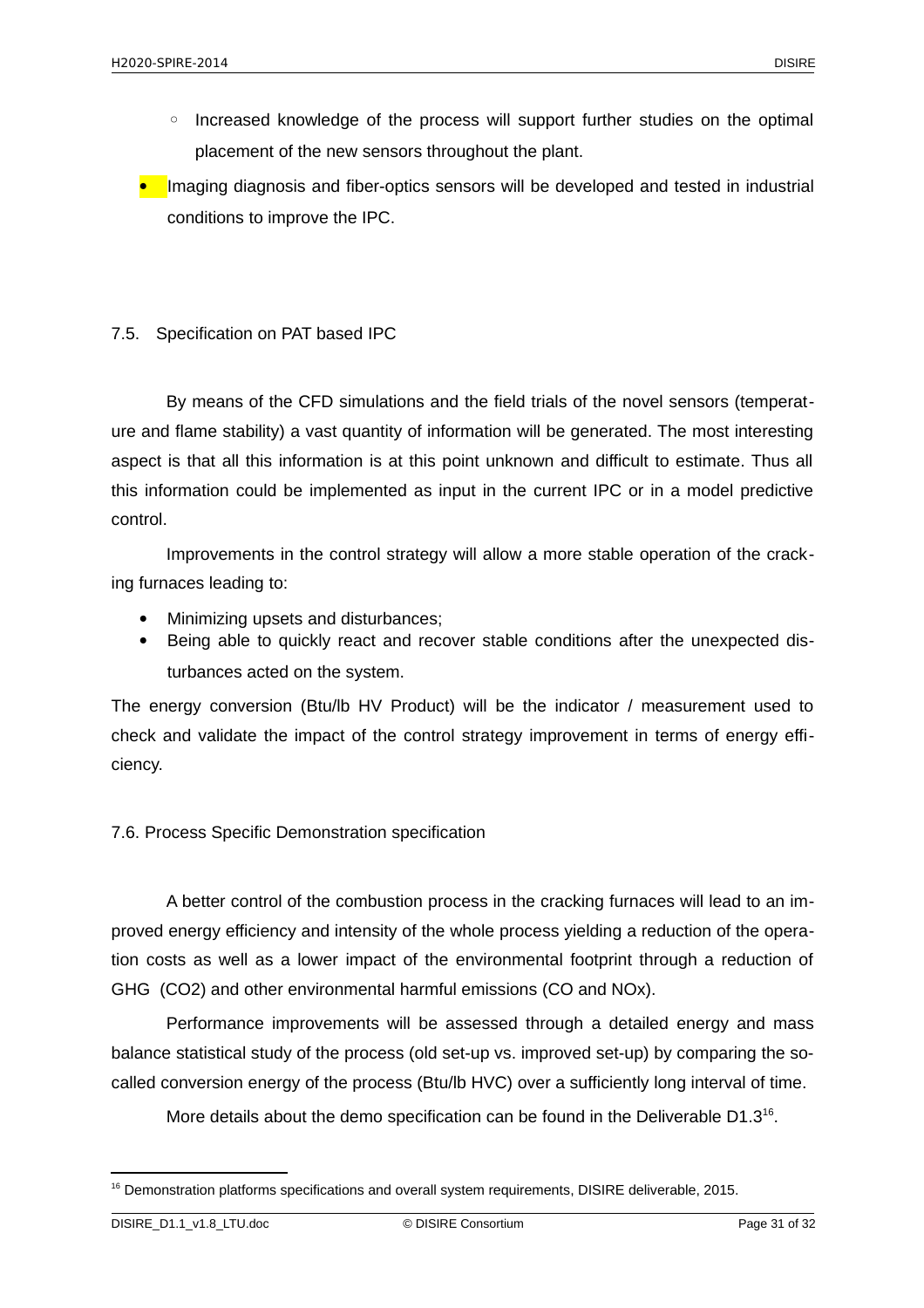- Increased knowledge of the process will support further studies on the optimal placement of the new sensors throughout the plant.

- Imaging diagnosis and fiber-optics sensors will be developed and tested in industrial conditions to improve the IPC.

## 7.5. Specification on PAT based IPC

By means of the CFD simulations and the field trials of the novel sensors (temperature and flame stability) a vast quantity of information will be generated. The most interesting aspect is that all this information is at this point unknown and difficult to estimate. Thus all this information could be implemented as input in the current IPC or in a model predictive control.

Improvements in the control strategy will allow a more stable operation of the cracking furnaces leading to:

- Minimizing upsets and disturbances;
- Being able to quickly react and recover stable conditions after the unexpected disturbances acted on the system.

The energy conversion (Btu/lb HV Product) will be the indicator / measurement used to check and validate the impact of the control strategy improvement in terms of energy efficiency.

## 7.6. Process Specific Demonstration specification

A better control of the combustion process in the cracking furnaces will lead to an improved energy efficiency and intensity of the whole process yielding a reduction of the operation costs as well as a lower impact of the environmental footprint through a reduction of GHG ($CO_2$) and other environmental harmful emissions (CO and $NO_x$).

Performance improvements will be assessed through a detailed energy and mass balance statistical study of the process (old set-up vs. improved set-up) by comparing the so-called conversion energy of the process (Btu/lb HVC) over a sufficiently long interval of time.

More details about the demo specification can be found in the Deliverable D1.3[16].

[16] Demonstration platforms specifications and overall system requirements, DISIRE deliverable, 2015.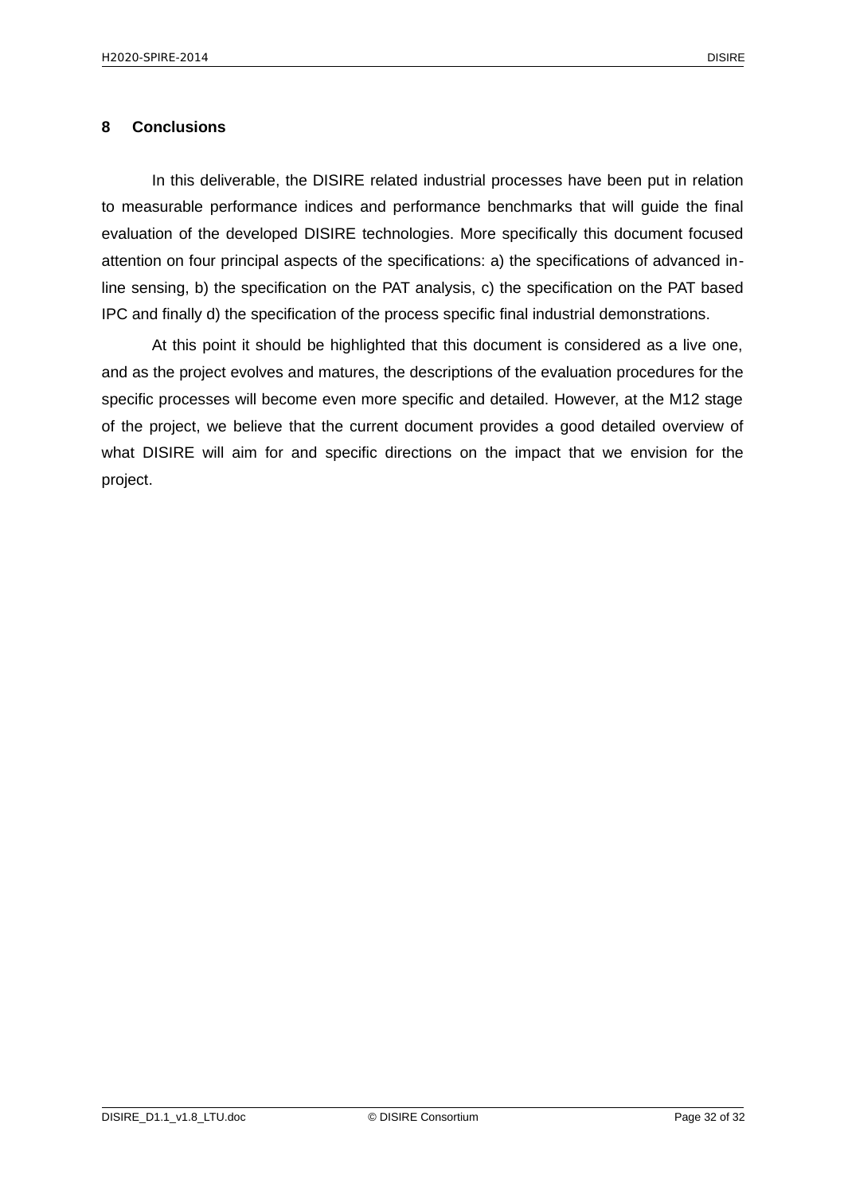# 8 Conclusions

In this deliverable, the DISIRE related industrial processes have been put in relation to measurable performance indices and performance benchmarks that will guide the final evaluation of the developed DISIRE technologies. More specifically this document focused attention on four principal aspects of the specifications: a) the specifications of advanced in-line sensing, b) the specification on the PAT analysis, c) the specification on the PAT based IPC and finally d) the specification of the process specific final industrial demonstrations.

At this point it should be highlighted that this document is considered as a live one, and as the project evolves and matures, the descriptions of the evaluation procedures for the specific processes will become even more specific and detailed. However, at the M12 stage of the project, we believe that the current document provides a good detailed overview of what DISIRE will aim for and specific directions on the impact that we envision for the project.